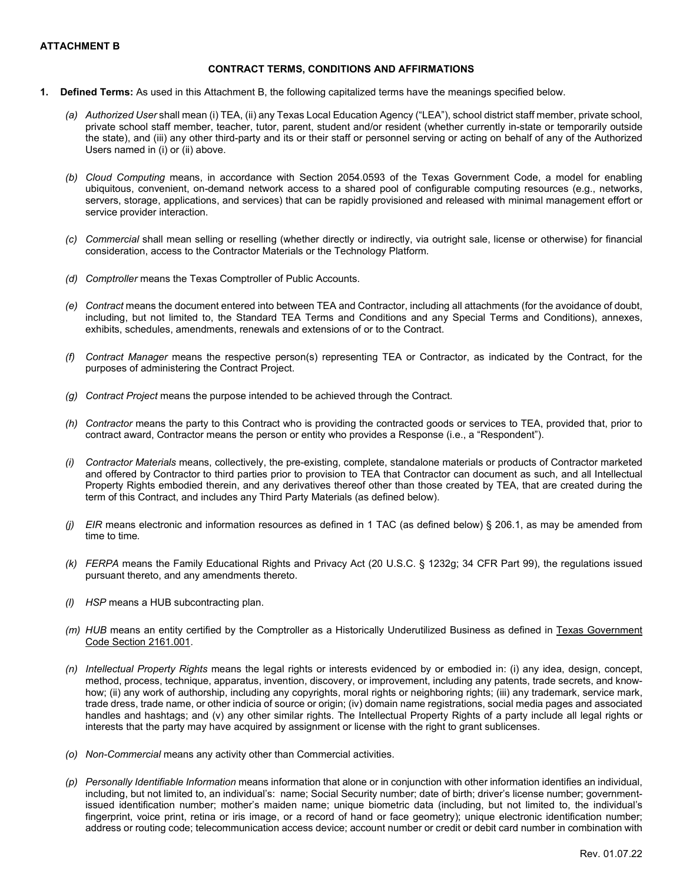**ATTACHMENT B**

## CONTRACT TERMS, CONDITIONS AND AFFIRMATIONS

1. **Defined Terms:** As used in this Attachment B, the following capitalized terms have the meanings specified below.

   *(a) Authorized User* shall mean (i) TEA, (ii) any Texas Local Education Agency ("LEA"), school district staff member, private school, private school staff member, teacher, tutor, parent, student and/or resident (whether currently in-state or temporarily outside the state), and (iii) any other third-party and its or their staff or personnel serving or acting on behalf of any of the Authorized Users named in (i) or (ii) above.

   *(b) Cloud Computing* means, in accordance with Section 2054.0593 of the Texas Government Code, a model for enabling ubiquitous, convenient, on-demand network access to a shared pool of configurable computing resources (e.g., networks, servers, storage, applications, and services) that can be rapidly provisioned and released with minimal management effort or service provider interaction.

   *(c) Commercial* shall mean selling or reselling (whether directly or indirectly, via outright sale, license or otherwise) for financial consideration, access to the Contractor Materials or the Technology Platform.

   *(d) Comptroller* means the Texas Comptroller of Public Accounts.

   *(e) Contract* means the document entered into between TEA and Contractor, including all attachments (for the avoidance of doubt, including, but not limited to, the Standard TEA Terms and Conditions and any Special Terms and Conditions), annexes, exhibits, schedules, amendments, renewals and extensions of or to the Contract.

   *(f) Contract Manager* means the respective person(s) representing TEA or Contractor, as indicated by the Contract, for the purposes of administering the Contract Project.

   *(g) Contract Project* means the purpose intended to be achieved through the Contract.

   *(h) Contractor* means the party to this Contract who is providing the contracted goods or services to TEA, provided that, prior to contract award, Contractor means the person or entity who provides a Response (i.e., a "Respondent").

   *(i) Contractor Materials* means, collectively, the pre-existing, complete, standalone materials or products of Contractor marketed and offered by Contractor to third parties prior to provision to TEA that Contractor can document as such, and all Intellectual Property Rights embodied therein, and any derivatives thereof other than those created by TEA, that are created during the term of this Contract, and includes any Third Party Materials (as defined below).

   *(j) EIR* means electronic and information resources as defined in 1 TAC (as defined below) § 206.1, as may be amended from time to time.

   *(k) FERPA* means the Family Educational Rights and Privacy Act (20 U.S.C. § 1232g; 34 CFR Part 99), the regulations issued pursuant thereto, and any amendments thereto.

   *(l) HSP* means a HUB subcontracting plan.

   *(m) HUB* means an entity certified by the Comptroller as a Historically Underutilized Business as defined in Texas Government Code Section 2161.001.

   *(n) Intellectual Property Rights* means the legal rights or interests evidenced by or embodied in: (i) any idea, design, concept, method, process, technique, apparatus, invention, discovery, or improvement, including any patents, trade secrets, and know-how; (ii) any work of authorship, including any copyrights, moral rights or neighboring rights; (iii) any trademark, service mark, trade dress, trade name, or other indicia of source or origin; (iv) domain name registrations, social media pages and associated handles and hashtags; and (v) any other similar rights. The Intellectual Property Rights of a party include all legal rights or interests that the party may have acquired by assignment or license with the right to grant sublicenses.

   *(o) Non-Commercial* means any activity other than Commercial activities.

   *(p) Personally Identifiable Information* means information that alone or in conjunction with other information identifies an individual, including, but not limited to, an individual's: name; Social Security number; date of birth; driver's license number; government-issued identification number; mother's maiden name; unique biometric data (including, but not limited to, the individual's fingerprint, voice print, retina or iris image, or a record of hand or face geometry); unique electronic identification number; address or routing code; telecommunication access device; account number or credit or debit card number in combination with

Rev. 01.07.22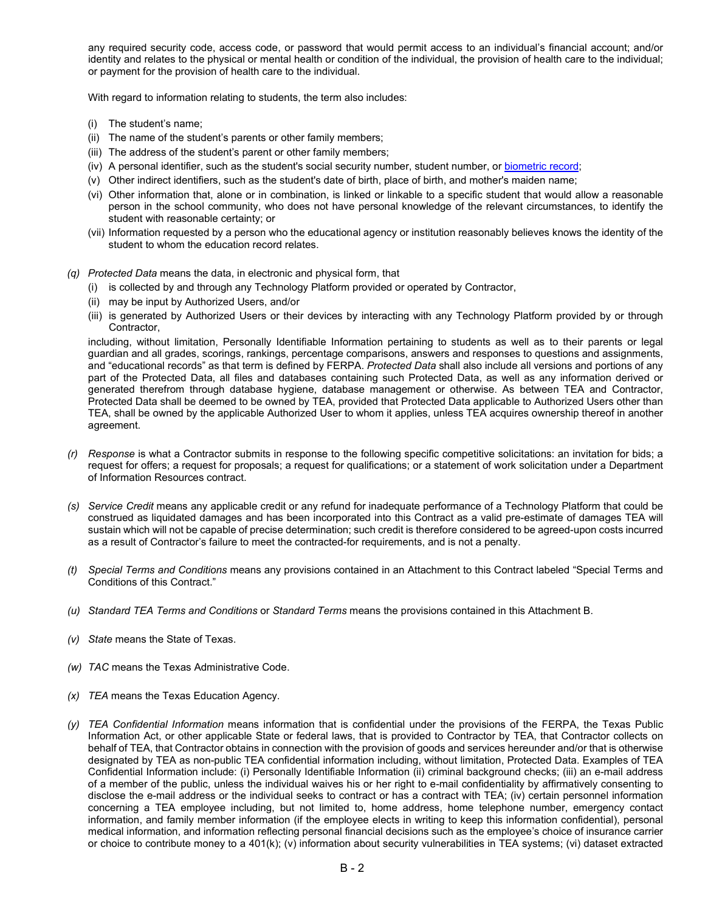any required security code, access code, or password that would permit access to an individual's financial account; and/or identity and relates to the physical or mental health or condition of the individual, the provision of health care to the individual; or payment for the provision of health care to the individual.

With regard to information relating to students, the term also includes:

(i) The student's name;
(ii) The name of the student's parents or other family members;
(iii) The address of the student's parent or other family members;
(iv) A personal identifier, such as the student's social security number, student number, or biometric record;
(v) Other indirect identifiers, such as the student's date of birth, place of birth, and mother's maiden name;
(vi) Other information that, alone or in combination, is linked or linkable to a specific student that would allow a reasonable person in the school community, who does not have personal knowledge of the relevant circumstances, to identify the student with reasonable certainty; or
(vii) Information requested by a person who the educational agency or institution reasonably believes knows the identity of the student to whom the education record relates.

*(q)* *Protected Data* means the data, in electronic and physical form, that
(i) is collected by and through any Technology Platform provided or operated by Contractor,
(ii) may be input by Authorized Users, and/or
(iii) is generated by Authorized Users or their devices by interacting with any Technology Platform provided by or through Contractor,

including, without limitation, Personally Identifiable Information pertaining to students as well as to their parents or legal guardian and all grades, scorings, rankings, percentage comparisons, answers and responses to questions and assignments, and "educational records" as that term is defined by FERPA. *Protected Data* shall also include all versions and portions of any part of the Protected Data, all files and databases containing such Protected Data, as well as any information derived or generated therefrom through database hygiene, database management or otherwise. As between TEA and Contractor, Protected Data shall be deemed to be owned by TEA, provided that Protected Data applicable to Authorized Users other than TEA, shall be owned by the applicable Authorized User to whom it applies, unless TEA acquires ownership thereof in another agreement.

*(r)* *Response* is what a Contractor submits in response to the following specific competitive solicitations: an invitation for bids; a request for offers; a request for proposals; a request for qualifications; or a statement of work solicitation under a Department of Information Resources contract.

*(s)* *Service Credit* means any applicable credit or any refund for inadequate performance of a Technology Platform that could be construed as liquidated damages and has been incorporated into this Contract as a valid pre-estimate of damages TEA will sustain which will not be capable of precise determination; such credit is therefore considered to be agreed-upon costs incurred as a result of Contractor's failure to meet the contracted-for requirements, and is not a penalty.

*(t)* *Special Terms and Conditions* means any provisions contained in an Attachment to this Contract labeled "Special Terms and Conditions of this Contract."

*(u)* *Standard TEA Terms and Conditions* or *Standard Terms* means the provisions contained in this Attachment B.

*(v)* *State* means the State of Texas.

*(w)* *TAC* means the Texas Administrative Code.

*(x)* *TEA* means the Texas Education Agency.

*(y)* *TEA Confidential Information* means information that is confidential under the provisions of the FERPA, the Texas Public Information Act, or other applicable State or federal laws, that is provided to Contractor by TEA, that Contractor collects on behalf of TEA, that Contractor obtains in connection with the provision of goods and services hereunder and/or that is otherwise designated by TEA as non-public TEA confidential information including, without limitation, Protected Data. Examples of TEA Confidential Information include: (i) Personally Identifiable Information (ii) criminal background checks; (iii) an e-mail address of a member of the public, unless the individual waives his or her right to e-mail confidentiality by affirmatively consenting to disclose the e-mail address or the individual seeks to contract or has a contract with TEA; (iv) certain personnel information concerning a TEA employee including, but not limited to, home address, home telephone number, emergency contact information, and family member information (if the employee elects in writing to keep this information confidential), personal medical information, and information reflecting personal financial decisions such as the employee's choice of insurance carrier or choice to contribute money to a 401(k); (v) information about security vulnerabilities in TEA systems; (vi) dataset extracted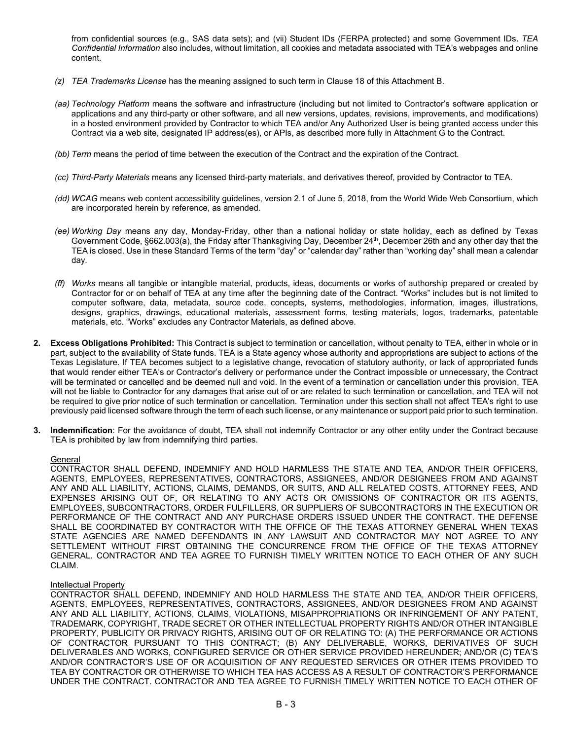from confidential sources (e.g., SAS data sets); and (vii) Student IDs (FERPA protected) and some Government IDs. *TEA Confidential Information* also includes, without limitation, all cookies and metadata associated with TEA's webpages and online content.

*(z) TEA Trademarks License* has the meaning assigned to such term in Clause 18 of this Attachment B.

*(aa) Technology Platform* means the software and infrastructure (including but not limited to Contractor's software application or applications and any third-party or other software, and all new versions, updates, revisions, improvements, and modifications) in a hosted environment provided by Contractor to which TEA and/or Any Authorized User is being granted access under this Contract via a web site, designated IP address(es), or APIs, as described more fully in Attachment G to the Contract.

*(bb) Term* means the period of time between the execution of the Contract and the expiration of the Contract.

*(cc) Third-Party Materials* means any licensed third-party materials, and derivatives thereof, provided by Contractor to TEA.

*(dd) WCAG* means web content accessibility guidelines, version 2.1 of June 5, 2018, from the World Wide Web Consortium, which are incorporated herein by reference, as amended.

*(ee) Working Day* means any day, Monday-Friday, other than a national holiday or state holiday, each as defined by Texas Government Code, §662.003(a), the Friday after Thanksgiving Day, December 24th, December 26th and any other day that the TEA is closed. Use in these Standard Terms of the term "day" or "calendar day" rather than "working day" shall mean a calendar day.

*(ff) Works* means all tangible or intangible material, products, ideas, documents or works of authorship prepared or created by Contractor for or on behalf of TEA at any time after the beginning date of the Contract. "Works" includes but is not limited to computer software, data, metadata, source code, concepts, systems, methodologies, information, images, illustrations, designs, graphics, drawings, educational materials, assessment forms, testing materials, logos, trademarks, patentable materials, etc. "Works" excludes any Contractor Materials, as defined above.

**2. Excess Obligations Prohibited:** This Contract is subject to termination or cancellation, without penalty to TEA, either in whole or in part, subject to the availability of State funds. TEA is a State agency whose authority and appropriations are subject to actions of the Texas Legislature. If TEA becomes subject to a legislative change, revocation of statutory authority, or lack of appropriated funds that would render either TEA's or Contractor's delivery or performance under the Contract impossible or unnecessary, the Contract will be terminated or cancelled and be deemed null and void. In the event of a termination or cancellation under this provision, TEA will not be liable to Contractor for any damages that arise out of or are related to such termination or cancellation, and TEA will not be required to give prior notice of such termination or cancellation. Termination under this section shall not affect TEA's right to use previously paid licensed software through the term of each such license, or any maintenance or support paid prior to such termination.

**3. Indemnification**: For the avoidance of doubt, TEA shall not indemnify Contractor or any other entity under the Contract because TEA is prohibited by law from indemnifying third parties.

General

CONTRACTOR SHALL DEFEND, INDEMNIFY AND HOLD HARMLESS THE STATE AND TEA, AND/OR THEIR OFFICERS, AGENTS, EMPLOYEES, REPRESENTATIVES, CONTRACTORS, ASSIGNEES, AND/OR DESIGNEES FROM AND AGAINST ANY AND ALL LIABILITY, ACTIONS, CLAIMS, DEMANDS, OR SUITS, AND ALL RELATED COSTS, ATTORNEY FEES, AND EXPENSES ARISING OUT OF, OR RELATING TO ANY ACTS OR OMISSIONS OF CONTRACTOR OR ITS AGENTS, EMPLOYEES, SUBCONTRACTORS, ORDER FULFILLERS, OR SUPPLIERS OF SUBCONTRACTORS IN THE EXECUTION OR PERFORMANCE OF THE CONTRACT AND ANY PURCHASE ORDERS ISSUED UNDER THE CONTRACT. THE DEFENSE SHALL BE COORDINATED BY CONTRACTOR WITH THE OFFICE OF THE TEXAS ATTORNEY GENERAL WHEN TEXAS STATE AGENCIES ARE NAMED DEFENDANTS IN ANY LAWSUIT AND CONTRACTOR MAY NOT AGREE TO ANY SETTLEMENT WITHOUT FIRST OBTAINING THE CONCURRENCE FROM THE OFFICE OF THE TEXAS ATTORNEY GENERAL. CONTRACTOR AND TEA AGREE TO FURNISH TIMELY WRITTEN NOTICE TO EACH OTHER OF ANY SUCH CLAIM.

Intellectual Property

CONTRACTOR SHALL DEFEND, INDEMNIFY AND HOLD HARMLESS THE STATE AND TEA, AND/OR THEIR OFFICERS, AGENTS, EMPLOYEES, REPRESENTATIVES, CONTRACTORS, ASSIGNEES, AND/OR DESIGNEES FROM AND AGAINST ANY AND ALL LIABILITY, ACTIONS, CLAIMS, VIOLATIONS, MISAPPROPRIATIONS OR INFRINGEMENT OF ANY PATENT, TRADEMARK, COPYRIGHT, TRADE SECRET OR OTHER INTELLECTUAL PROPERTY RIGHTS AND/OR OTHER INTANGIBLE PROPERTY, PUBLICITY OR PRIVACY RIGHTS, ARISING OUT OF OR RELATING TO: (A) THE PERFORMANCE OR ACTIONS OF CONTRACTOR PURSUANT TO THIS CONTRACT; (B) ANY DELIVERABLE, WORKS, DERIVATIVES OF SUCH DELIVERABLES AND WORKS, CONFIGURED SERVICE OR OTHER SERVICE PROVIDED HEREUNDER; AND/OR (C) TEA'S AND/OR CONTRACTOR'S USE OF OR ACQUISITION OF ANY REQUESTED SERVICES OR OTHER ITEMS PROVIDED TO TEA BY CONTRACTOR OR OTHERWISE TO WHICH TEA HAS ACCESS AS A RESULT OF CONTRACTOR'S PERFORMANCE UNDER THE CONTRACT. CONTRACTOR AND TEA AGREE TO FURNISH TIMELY WRITTEN NOTICE TO EACH OTHER OF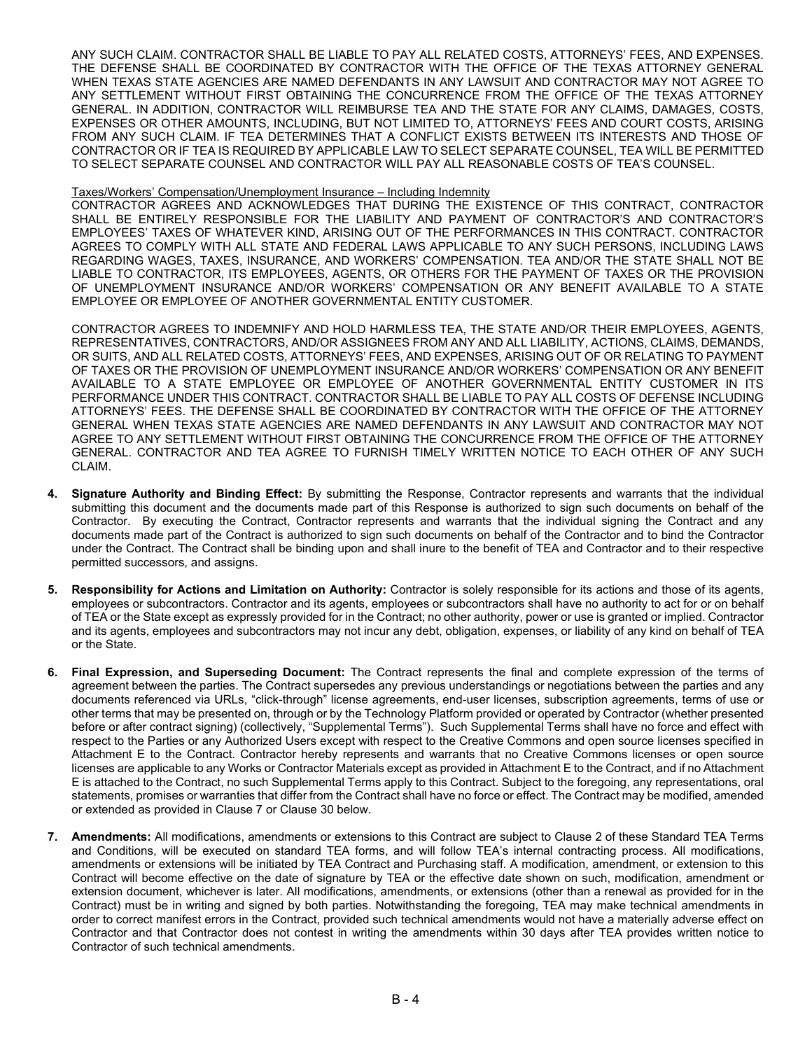ANY SUCH CLAIM. CONTRACTOR SHALL BE LIABLE TO PAY ALL RELATED COSTS, ATTORNEYS' FEES, AND EXPENSES. THE DEFENSE SHALL BE COORDINATED BY CONTRACTOR WITH THE OFFICE OF THE TEXAS ATTORNEY GENERAL WHEN TEXAS STATE AGENCIES ARE NAMED DEFENDANTS IN ANY LAWSUIT AND CONTRACTOR MAY NOT AGREE TO ANY SETTLEMENT WITHOUT FIRST OBTAINING THE CONCURRENCE FROM THE OFFICE OF THE TEXAS ATTORNEY GENERAL. IN ADDITION, CONTRACTOR WILL REIMBURSE TEA AND THE STATE FOR ANY CLAIMS, DAMAGES, COSTS, EXPENSES OR OTHER AMOUNTS, INCLUDING, BUT NOT LIMITED TO, ATTORNEYS' FEES AND COURT COSTS, ARISING FROM ANY SUCH CLAIM. IF TEA DETERMINES THAT A CONFLICT EXISTS BETWEEN ITS INTERESTS AND THOSE OF CONTRACTOR OR IF TEA IS REQUIRED BY APPLICABLE LAW TO SELECT SEPARATE COUNSEL, TEA WILL BE PERMITTED TO SELECT SEPARATE COUNSEL AND CONTRACTOR WILL PAY ALL REASONABLE COSTS OF TEA'S COUNSEL.

Taxes/Workers' Compensation/Unemployment Insurance – Including Indemnity

CONTRACTOR AGREES AND ACKNOWLEDGES THAT DURING THE EXISTENCE OF THIS CONTRACT, CONTRACTOR SHALL BE ENTIRELY RESPONSIBLE FOR THE LIABILITY AND PAYMENT OF CONTRACTOR'S AND CONTRACTOR'S EMPLOYEES' TAXES OF WHATEVER KIND, ARISING OUT OF THE PERFORMANCES IN THIS CONTRACT. CONTRACTOR AGREES TO COMPLY WITH ALL STATE AND FEDERAL LAWS APPLICABLE TO ANY SUCH PERSONS, INCLUDING LAWS REGARDING WAGES, TAXES, INSURANCE, AND WORKERS' COMPENSATION. TEA AND/OR THE STATE SHALL NOT BE LIABLE TO CONTRACTOR, ITS EMPLOYEES, AGENTS, OR OTHERS FOR THE PAYMENT OF TAXES OR THE PROVISION OF UNEMPLOYMENT INSURANCE AND/OR WORKERS' COMPENSATION OR ANY BENEFIT AVAILABLE TO A STATE EMPLOYEE OR EMPLOYEE OF ANOTHER GOVERNMENTAL ENTITY CUSTOMER.

CONTRACTOR AGREES TO INDEMNIFY AND HOLD HARMLESS TEA, THE STATE AND/OR THEIR EMPLOYEES, AGENTS, REPRESENTATIVES, CONTRACTORS, AND/OR ASSIGNEES FROM ANY AND ALL LIABILITY, ACTIONS, CLAIMS, DEMANDS, OR SUITS, AND ALL RELATED COSTS, ATTORNEYS' FEES, AND EXPENSES, ARISING OUT OF OR RELATING TO PAYMENT OF TAXES OR THE PROVISION OF UNEMPLOYMENT INSURANCE AND/OR WORKERS' COMPENSATION OR ANY BENEFIT AVAILABLE TO A STATE EMPLOYEE OR EMPLOYEE OF ANOTHER GOVERNMENTAL ENTITY CUSTOMER IN ITS PERFORMANCE UNDER THIS CONTRACT. CONTRACTOR SHALL BE LIABLE TO PAY ALL COSTS OF DEFENSE INCLUDING ATTORNEYS' FEES. THE DEFENSE SHALL BE COORDINATED BY CONTRACTOR WITH THE OFFICE OF THE ATTORNEY GENERAL WHEN TEXAS STATE AGENCIES ARE NAMED DEFENDANTS IN ANY LAWSUIT AND CONTRACTOR MAY NOT AGREE TO ANY SETTLEMENT WITHOUT FIRST OBTAINING THE CONCURRENCE FROM THE OFFICE OF THE ATTORNEY GENERAL. CONTRACTOR AND TEA AGREE TO FURNISH TIMELY WRITTEN NOTICE TO EACH OTHER OF ANY SUCH CLAIM.

4. **Signature Authority and Binding Effect:** By submitting the Response, Contractor represents and warrants that the individual submitting this document and the documents made part of this Response is authorized to sign such documents on behalf of the Contractor. By executing the Contract, Contractor represents and warrants that the individual signing the Contract and any documents made part of the Contract is authorized to sign such documents on behalf of the Contractor and to bind the Contractor under the Contract. The Contract shall be binding upon and shall inure to the benefit of TEA and Contractor and to their respective permitted successors, and assigns.

5. **Responsibility for Actions and Limitation on Authority:** Contractor is solely responsible for its actions and those of its agents, employees or subcontractors. Contractor and its agents, employees or subcontractors shall have no authority to act for or on behalf of TEA or the State except as expressly provided for in the Contract; no other authority, power or use is granted or implied. Contractor and its agents, employees and subcontractors may not incur any debt, obligation, expenses, or liability of any kind on behalf of TEA or the State.

6. **Final Expression, and Superseding Document:** The Contract represents the final and complete expression of the terms of agreement between the parties. The Contract supersedes any previous understandings or negotiations between the parties and any documents referenced via URLs, "click-through" license agreements, end-user licenses, subscription agreements, terms of use or other terms that may be presented on, through or by the Technology Platform provided or operated by Contractor (whether presented before or after contract signing) (collectively, "Supplemental Terms"). Such Supplemental Terms shall have no force and effect with respect to the Parties or any Authorized Users except with respect to the Creative Commons and open source licenses specified in Attachment E to the Contract. Contractor hereby represents and warrants that no Creative Commons licenses or open source licenses are applicable to any Works or Contractor Materials except as provided in Attachment E to the Contract, and if no Attachment E is attached to the Contract, no such Supplemental Terms apply to this Contract. Subject to the foregoing, any representations, oral statements, promises or warranties that differ from the Contract shall have no force or effect. The Contract may be modified, amended or extended as provided in Clause 7 or Clause 30 below.

7. **Amendments:** All modifications, amendments or extensions to this Contract are subject to Clause 2 of these Standard TEA Terms and Conditions, will be executed on standard TEA forms, and will follow TEA's internal contracting process. All modifications, amendments or extensions will be initiated by TEA Contract and Purchasing staff. A modification, amendment, or extension to this Contract will become effective on the date of signature by TEA or the effective date shown on such, modification, amendment or extension document, whichever is later. All modifications, amendments, or extensions (other than a renewal as provided for in the Contract) must be in writing and signed by both parties. Notwithstanding the foregoing, TEA may make technical amendments in order to correct manifest errors in the Contract, provided such technical amendments would not have a materially adverse effect on Contractor and that Contractor does not contest in writing the amendments within 30 days after TEA provides written notice to Contractor of such technical amendments.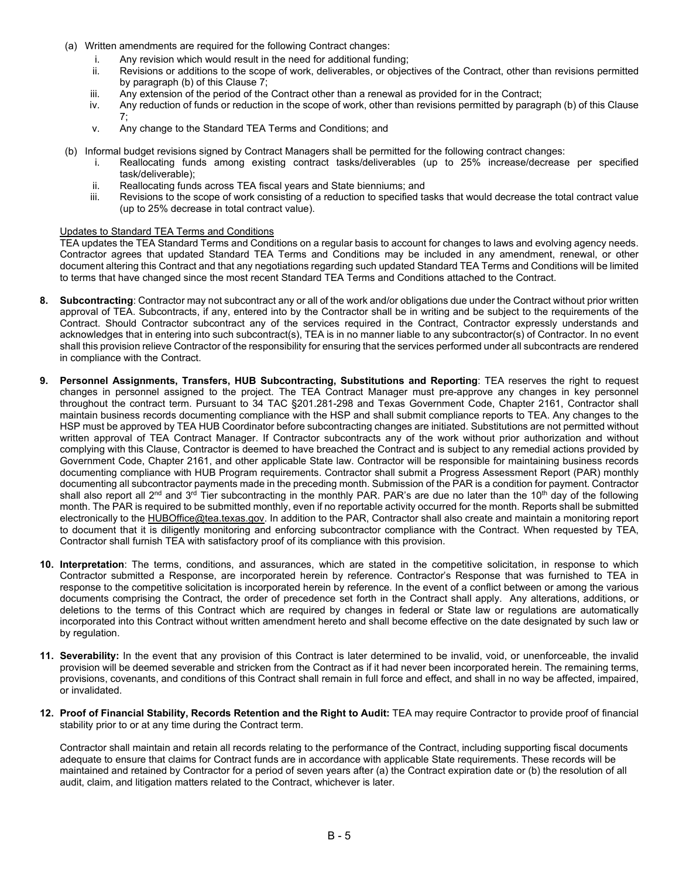(a) Written amendments are required for the following Contract changes:

i. Any revision which would result in the need for additional funding;
ii. Revisions or additions to the scope of work, deliverables, or objectives of the Contract, other than revisions permitted by paragraph (b) of this Clause 7;
iii. Any extension of the period of the Contract other than a renewal as provided for in the Contract;
iv. Any reduction of funds or reduction in the scope of work, other than revisions permitted by paragraph (b) of this Clause 7;
v. Any change to the Standard TEA Terms and Conditions; and

(b) Informal budget revisions signed by Contract Managers shall be permitted for the following contract changes:

i. Reallocating funds among existing contract tasks/deliverables (up to 25% increase/decrease per specified task/deliverable);
ii. Reallocating funds across TEA fiscal years and State bienniums; and
iii. Revisions to the scope of work consisting of a reduction to specified tasks that would decrease the total contract value (up to 25% decrease in total contract value).

Updates to Standard TEA Terms and Conditions

TEA updates the TEA Standard Terms and Conditions on a regular basis to account for changes to laws and evolving agency needs. Contractor agrees that updated Standard TEA Terms and Conditions may be included in any amendment, renewal, or other document altering this Contract and that any negotiations regarding such updated Standard TEA Terms and Conditions will be limited to terms that have changed since the most recent Standard TEA Terms and Conditions attached to the Contract.

**8. Subcontracting**: Contractor may not subcontract any or all of the work and/or obligations due under the Contract without prior written approval of TEA. Subcontracts, if any, entered into by the Contractor shall be in writing and be subject to the requirements of the Contract. Should Contractor subcontract any of the services required in the Contract, Contractor expressly understands and acknowledges that in entering into such subcontract(s), TEA is in no manner liable to any subcontractor(s) of Contractor. In no event shall this provision relieve Contractor of the responsibility for ensuring that the services performed under all subcontracts are rendered in compliance with the Contract.

**9. Personnel Assignments, Transfers, HUB Subcontracting, Substitutions and Reporting**: TEA reserves the right to request changes in personnel assigned to the project. The TEA Contract Manager must pre-approve any changes in key personnel throughout the contract term. Pursuant to 34 TAC §201.281-298 and Texas Government Code, Chapter 2161, Contractor shall maintain business records documenting compliance with the HSP and shall submit compliance reports to TEA. Any changes to the HSP must be approved by TEA HUB Coordinator before subcontracting changes are initiated. Substitutions are not permitted without written approval of TEA Contract Manager. If Contractor subcontracts any of the work without prior authorization and without complying with this Clause, Contractor is deemed to have breached the Contract and is subject to any remedial actions provided by Government Code, Chapter 2161, and other applicable State law. Contractor will be responsible for maintaining business records documenting compliance with HUB Program requirements. Contractor shall submit a Progress Assessment Report (PAR) monthly documenting all subcontractor payments made in the preceding month. Submission of the PAR is a condition for payment. Contractor shall also report all 2nd and 3rd Tier subcontracting in the monthly PAR. PAR's are due no later than the 10th day of the following month. The PAR is required to be submitted monthly, even if no reportable activity occurred for the month. Reports shall be submitted electronically to the HUBOffice@tea.texas.gov. In addition to the PAR, Contractor shall also create and maintain a monitoring report to document that it is diligently monitoring and enforcing subcontractor compliance with the Contract. When requested by TEA, Contractor shall furnish TEA with satisfactory proof of its compliance with this provision.

**10. Interpretation**: The terms, conditions, and assurances, which are stated in the competitive solicitation, in response to which Contractor submitted a Response, are incorporated herein by reference. Contractor's Response that was furnished to TEA in response to the competitive solicitation is incorporated herein by reference. In the event of a conflict between or among the various documents comprising the Contract, the order of precedence set forth in the Contract shall apply. Any alterations, additions, or deletions to the terms of this Contract which are required by changes in federal or State law or regulations are automatically incorporated into this Contract without written amendment hereto and shall become effective on the date designated by such law or by regulation.

**11. Severability:** In the event that any provision of this Contract is later determined to be invalid, void, or unenforceable, the invalid provision will be deemed severable and stricken from the Contract as if it had never been incorporated herein. The remaining terms, provisions, covenants, and conditions of this Contract shall remain in full force and effect, and shall in no way be affected, impaired, or invalidated.

**12. Proof of Financial Stability, Records Retention and the Right to Audit:** TEA may require Contractor to provide proof of financial stability prior to or at any time during the Contract term.

Contractor shall maintain and retain all records relating to the performance of the Contract, including supporting fiscal documents adequate to ensure that claims for Contract funds are in accordance with applicable State requirements. These records will be maintained and retained by Contractor for a period of seven years after (a) the Contract expiration date or (b) the resolution of all audit, claim, and litigation matters related to the Contract, whichever is later.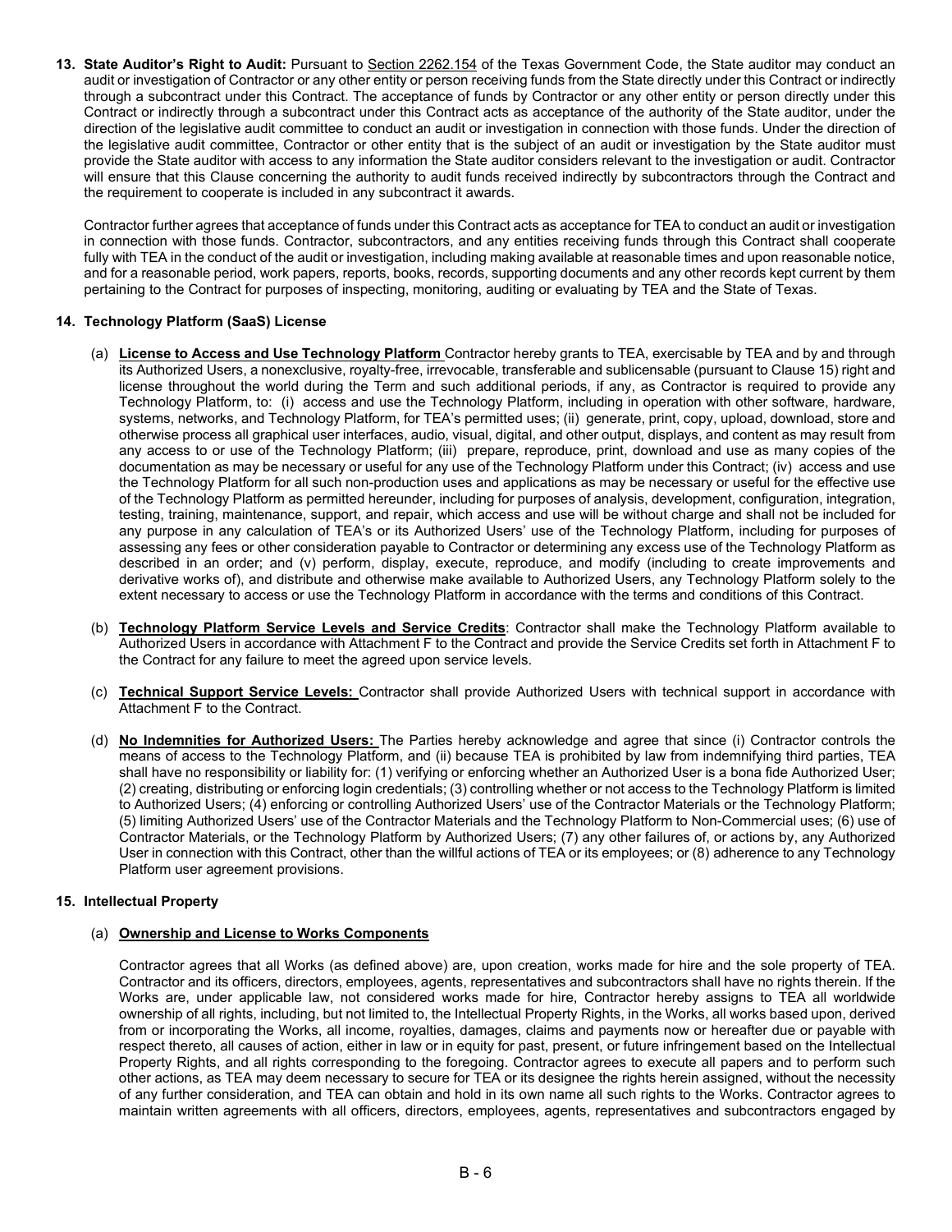**13. State Auditor's Right to Audit:** Pursuant to Section 2262.154 of the Texas Government Code, the State auditor may conduct an audit or investigation of Contractor or any other entity or person receiving funds from the State directly under this Contract or indirectly through a subcontract under this Contract. The acceptance of funds by Contractor or any other entity or person directly under this Contract or indirectly through a subcontract under this Contract acts as acceptance of the authority of the State auditor, under the direction of the legislative audit committee to conduct an audit or investigation in connection with those funds. Under the direction of the legislative audit committee, Contractor or other entity that is the subject of an audit or investigation by the State auditor must provide the State auditor with access to any information the State auditor considers relevant to the investigation or audit. Contractor will ensure that this Clause concerning the authority to audit funds received indirectly by subcontractors through the Contract and the requirement to cooperate is included in any subcontract it awards.

Contractor further agrees that acceptance of funds under this Contract acts as acceptance for TEA to conduct an audit or investigation in connection with those funds. Contractor, subcontractors, and any entities receiving funds through this Contract shall cooperate fully with TEA in the conduct of the audit or investigation, including making available at reasonable times and upon reasonable notice, and for a reasonable period, work papers, reports, books, records, supporting documents and any other records kept current by them pertaining to the Contract for purposes of inspecting, monitoring, auditing or evaluating by TEA and the State of Texas.

**14. Technology Platform (SaaS) License**

(a) **License to Access and Use Technology Platform** Contractor hereby grants to TEA, exercisable by TEA and by and through its Authorized Users, a nonexclusive, royalty-free, irrevocable, transferable and sublicensable (pursuant to Clause 15) right and license throughout the world during the Term and such additional periods, if any, as Contractor is required to provide any Technology Platform, to: (i) access and use the Technology Platform, including in operation with other software, hardware, systems, networks, and Technology Platform, for TEA's permitted uses; (ii) generate, print, copy, upload, download, store and otherwise process all graphical user interfaces, audio, visual, digital, and other output, displays, and content as may result from any access to or use of the Technology Platform; (iii) prepare, reproduce, print, download and use as many copies of the documentation as may be necessary or useful for any use of the Technology Platform under this Contract; (iv) access and use the Technology Platform for all such non-production uses and applications as may be necessary or useful for the effective use of the Technology Platform as permitted hereunder, including for purposes of analysis, development, configuration, integration, testing, training, maintenance, support, and repair, which access and use will be without charge and shall not be included for any purpose in any calculation of TEA's or its Authorized Users' use of the Technology Platform, including for purposes of assessing any fees or other consideration payable to Contractor or determining any excess use of the Technology Platform as described in an order; and (v) perform, display, execute, reproduce, and modify (including to create improvements and derivative works of), and distribute and otherwise make available to Authorized Users, any Technology Platform solely to the extent necessary to access or use the Technology Platform in accordance with the terms and conditions of this Contract.

(b) **Technology Platform Service Levels and Service Credits**: Contractor shall make the Technology Platform available to Authorized Users in accordance with Attachment F to the Contract and provide the Service Credits set forth in Attachment F to the Contract for any failure to meet the agreed upon service levels.

(c) **Technical Support Service Levels:** Contractor shall provide Authorized Users with technical support in accordance with Attachment F to the Contract.

(d) **No Indemnities for Authorized Users:** The Parties hereby acknowledge and agree that since (i) Contractor controls the means of access to the Technology Platform, and (ii) because TEA is prohibited by law from indemnifying third parties, TEA shall have no responsibility or liability for: (1) verifying or enforcing whether an Authorized User is a bona fide Authorized User; (2) creating, distributing or enforcing login credentials; (3) controlling whether or not access to the Technology Platform is limited to Authorized Users; (4) enforcing or controlling Authorized Users' use of the Contractor Materials or the Technology Platform; (5) limiting Authorized Users' use of the Contractor Materials and the Technology Platform to Non-Commercial uses; (6) use of Contractor Materials, or the Technology Platform by Authorized Users; (7) any other failures of, or actions by, any Authorized User in connection with this Contract, other than the willful actions of TEA or its employees; or (8) adherence to any Technology Platform user agreement provisions.

**15. Intellectual Property**

(a) **Ownership and License to Works Components**

Contractor agrees that all Works (as defined above) are, upon creation, works made for hire and the sole property of TEA. Contractor and its officers, directors, employees, agents, representatives and subcontractors shall have no rights therein. If the Works are, under applicable law, not considered works made for hire, Contractor hereby assigns to TEA all worldwide ownership of all rights, including, but not limited to, the Intellectual Property Rights, in the Works, all works based upon, derived from or incorporating the Works, all income, royalties, damages, claims and payments now or hereafter due or payable with respect thereto, all causes of action, either in law or in equity for past, present, or future infringement based on the Intellectual Property Rights, and all rights corresponding to the foregoing. Contractor agrees to execute all papers and to perform such other actions, as TEA may deem necessary to secure for TEA or its designee the rights herein assigned, without the necessity of any further consideration, and TEA can obtain and hold in its own name all such rights to the Works. Contractor agrees to maintain written agreements with all officers, directors, employees, agents, representatives and subcontractors engaged by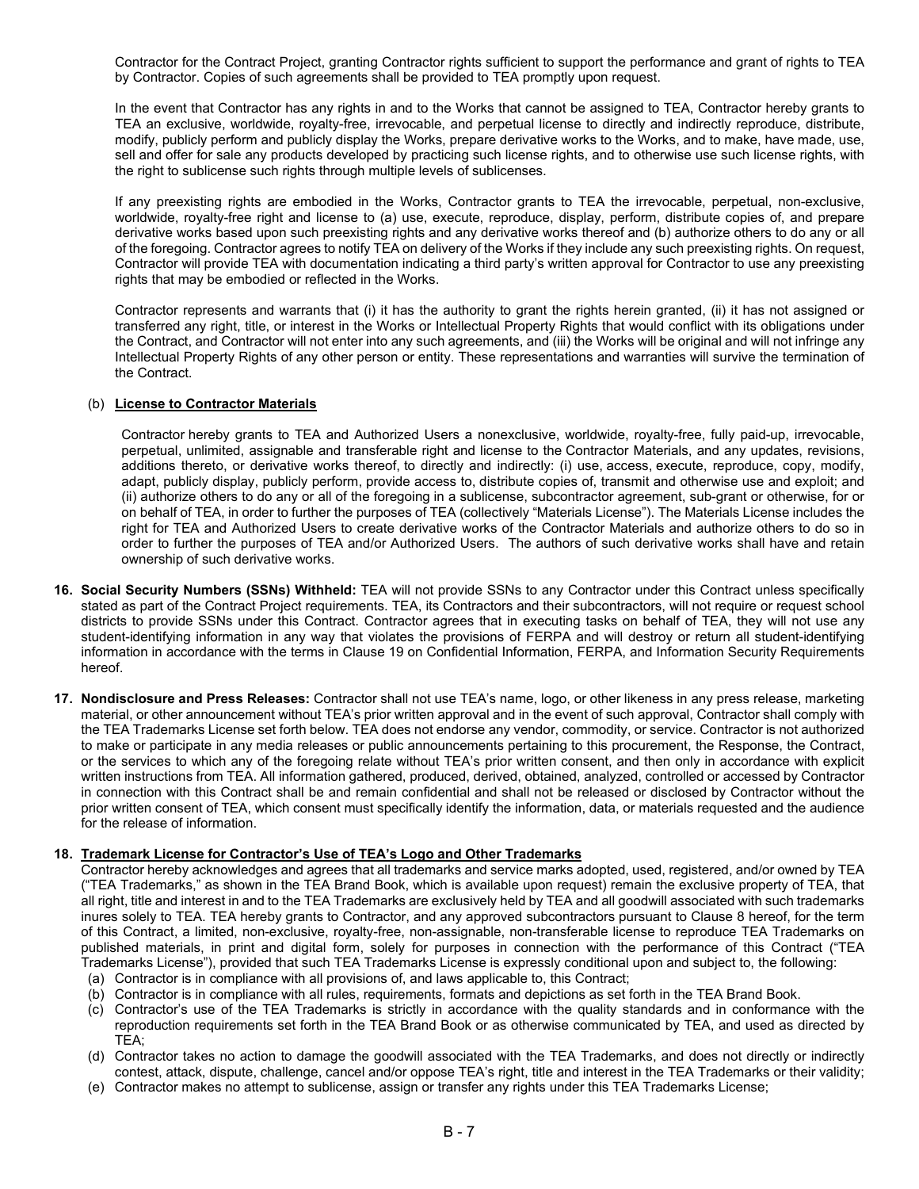Contractor for the Contract Project, granting Contractor rights sufficient to support the performance and grant of rights to TEA by Contractor. Copies of such agreements shall be provided to TEA promptly upon request.

In the event that Contractor has any rights in and to the Works that cannot be assigned to TEA, Contractor hereby grants to TEA an exclusive, worldwide, royalty-free, irrevocable, and perpetual license to directly and indirectly reproduce, distribute, modify, publicly perform and publicly display the Works, prepare derivative works to the Works, and to make, have made, use, sell and offer for sale any products developed by practicing such license rights, and to otherwise use such license rights, with the right to sublicense such rights through multiple levels of sublicenses.

If any preexisting rights are embodied in the Works, Contractor grants to TEA the irrevocable, perpetual, non-exclusive, worldwide, royalty-free right and license to (a) use, execute, reproduce, display, perform, distribute copies of, and prepare derivative works based upon such preexisting rights and any derivative works thereof and (b) authorize others to do any or all of the foregoing. Contractor agrees to notify TEA on delivery of the Works if they include any such preexisting rights. On request, Contractor will provide TEA with documentation indicating a third party's written approval for Contractor to use any preexisting rights that may be embodied or reflected in the Works.

Contractor represents and warrants that (i) it has the authority to grant the rights herein granted, (ii) it has not assigned or transferred any right, title, or interest in the Works or Intellectual Property Rights that would conflict with its obligations under the Contract, and Contractor will not enter into any such agreements, and (iii) the Works will be original and will not infringe any Intellectual Property Rights of any other person or entity. These representations and warranties will survive the termination of the Contract.

(b) **License to Contractor Materials**

Contractor hereby grants to TEA and Authorized Users a nonexclusive, worldwide, royalty-free, fully paid-up, irrevocable, perpetual, unlimited, assignable and transferable right and license to the Contractor Materials, and any updates, revisions, additions thereto, or derivative works thereof, to directly and indirectly: (i) use, access, execute, reproduce, copy, modify, adapt, publicly display, publicly perform, provide access to, distribute copies of, transmit and otherwise use and exploit; and (ii) authorize others to do any or all of the foregoing in a sublicense, subcontractor agreement, sub-grant or otherwise, for or on behalf of TEA, in order to further the purposes of TEA (collectively "Materials License"). The Materials License includes the right for TEA and Authorized Users to create derivative works of the Contractor Materials and authorize others to do so in order to further the purposes of TEA and/or Authorized Users. The authors of such derivative works shall have and retain ownership of such derivative works.

**16. Social Security Numbers (SSNs) Withheld:** TEA will not provide SSNs to any Contractor under this Contract unless specifically stated as part of the Contract Project requirements. TEA, its Contractors and their subcontractors, will not require or request school districts to provide SSNs under this Contract. Contractor agrees that in executing tasks on behalf of TEA, they will not use any student-identifying information in any way that violates the provisions of FERPA and will destroy or return all student-identifying information in accordance with the terms in Clause 19 on Confidential Information, FERPA, and Information Security Requirements hereof.

**17. Nondisclosure and Press Releases:** Contractor shall not use TEA's name, logo, or other likeness in any press release, marketing material, or other announcement without TEA's prior written approval and in the event of such approval, Contractor shall comply with the TEA Trademarks License set forth below. TEA does not endorse any vendor, commodity, or service. Contractor is not authorized to make or participate in any media releases or public announcements pertaining to this procurement, the Response, the Contract, or the services to which any of the foregoing relate without TEA's prior written consent, and then only in accordance with explicit written instructions from TEA. All information gathered, produced, derived, obtained, analyzed, controlled or accessed by Contractor in connection with this Contract shall be and remain confidential and shall not be released or disclosed by Contractor without the prior written consent of TEA, which consent must specifically identify the information, data, or materials requested and the audience for the release of information.

**18. Trademark License for Contractor's Use of TEA's Logo and Other Trademarks**

Contractor hereby acknowledges and agrees that all trademarks and service marks adopted, used, registered, and/or owned by TEA ("TEA Trademarks," as shown in the TEA Brand Book, which is available upon request) remain the exclusive property of TEA, that all right, title and interest in and to the TEA Trademarks are exclusively held by TEA and all goodwill associated with such trademarks inures solely to TEA. TEA hereby grants to Contractor, and any approved subcontractors pursuant to Clause 8 hereof, for the term of this Contract, a limited, non-exclusive, royalty-free, non-assignable, non-transferable license to reproduce TEA Trademarks on published materials, in print and digital form, solely for purposes in connection with the performance of this Contract ("TEA Trademarks License"), provided that such TEA Trademarks License is expressly conditional upon and subject to, the following:

(a) Contractor is in compliance with all provisions of, and laws applicable to, this Contract;
(b) Contractor is in compliance with all rules, requirements, formats and depictions as set forth in the TEA Brand Book.
(c) Contractor's use of the TEA Trademarks is strictly in accordance with the quality standards and in conformance with the reproduction requirements set forth in the TEA Brand Book or as otherwise communicated by TEA, and used as directed by TEA;
(d) Contractor takes no action to damage the goodwill associated with the TEA Trademarks, and does not directly or indirectly contest, attack, dispute, challenge, cancel and/or oppose TEA's right, title and interest in the TEA Trademarks or their validity;
(e) Contractor makes no attempt to sublicense, assign or transfer any rights under this TEA Trademarks License;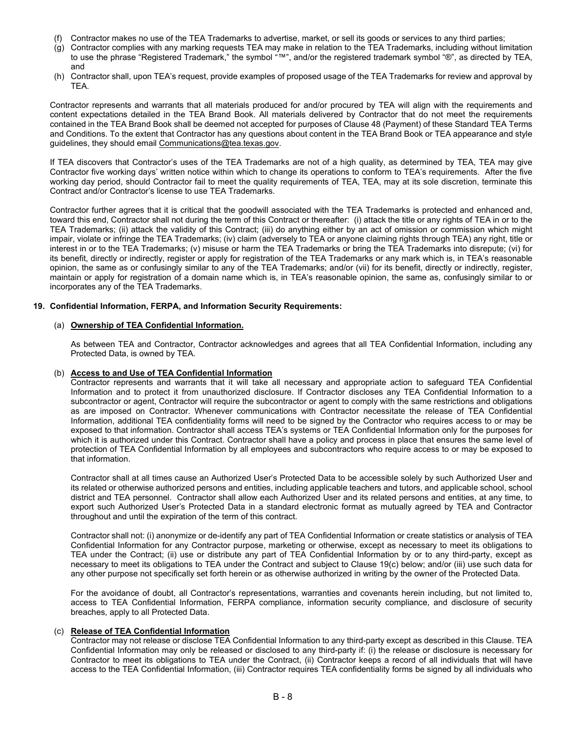(f) Contractor makes no use of the TEA Trademarks to advertise, market, or sell its goods or services to any third parties;

(g) Contractor complies with any marking requests TEA may make in relation to the TEA Trademarks, including without limitation to use the phrase "Registered Trademark," the symbol "™", and/or the registered trademark symbol "®", as directed by TEA, and

(h) Contractor shall, upon TEA's request, provide examples of proposed usage of the TEA Trademarks for review and approval by TEA.

Contractor represents and warrants that all materials produced for and/or procured by TEA will align with the requirements and content expectations detailed in the TEA Brand Book. All materials delivered by Contractor that do not meet the requirements contained in the TEA Brand Book shall be deemed not accepted for purposes of Clause 48 (Payment) of these Standard TEA Terms and Conditions. To the extent that Contractor has any questions about content in the TEA Brand Book or TEA appearance and style guidelines, they should email Communications@tea.texas.gov.

If TEA discovers that Contractor's uses of the TEA Trademarks are not of a high quality, as determined by TEA, TEA may give Contractor five working days' written notice within which to change its operations to conform to TEA's requirements. After the five working day period, should Contractor fail to meet the quality requirements of TEA, TEA, may at its sole discretion, terminate this Contract and/or Contractor's license to use TEA Trademarks.

Contractor further agrees that it is critical that the goodwill associated with the TEA Trademarks is protected and enhanced and, toward this end, Contractor shall not during the term of this Contract or thereafter: (i) attack the title or any rights of TEA in or to the TEA Trademarks; (ii) attack the validity of this Contract; (iii) do anything either by an act of omission or commission which might impair, violate or infringe the TEA Trademarks; (iv) claim (adversely to TEA or anyone claiming rights through TEA) any right, title or interest in or to the TEA Trademarks; (v) misuse or harm the TEA Trademarks or bring the TEA Trademarks into disrepute; (vi) for its benefit, directly or indirectly, register or apply for registration of the TEA Trademarks or any mark which is, in TEA's reasonable opinion, the same as or confusingly similar to any of the TEA Trademarks; and/or (vii) for its benefit, directly or indirectly, register, maintain or apply for registration of a domain name which is, in TEA's reasonable opinion, the same as, confusingly similar to or incorporates any of the TEA Trademarks.

**19. Confidential Information, FERPA, and Information Security Requirements:**

(a) **Ownership of TEA Confidential Information.**

As between TEA and Contractor, Contractor acknowledges and agrees that all TEA Confidential Information, including any Protected Data, is owned by TEA.

(b) **Access to and Use of TEA Confidential Information**

Contractor represents and warrants that it will take all necessary and appropriate action to safeguard TEA Confidential Information and to protect it from unauthorized disclosure. If Contractor discloses any TEA Confidential Information to a subcontractor or agent, Contractor will require the subcontractor or agent to comply with the same restrictions and obligations as are imposed on Contractor. Whenever communications with Contractor necessitate the release of TEA Confidential Information, additional TEA confidentiality forms will need to be signed by the Contractor who requires access to or may be exposed to that information. Contractor shall access TEA's systems or TEA Confidential Information only for the purposes for which it is authorized under this Contract. Contractor shall have a policy and process in place that ensures the same level of protection of TEA Confidential Information by all employees and subcontractors who require access to or may be exposed to that information.

Contractor shall at all times cause an Authorized User's Protected Data to be accessible solely by such Authorized User and its related or otherwise authorized persons and entities, including applicable teachers and tutors, and applicable school, school district and TEA personnel. Contractor shall allow each Authorized User and its related persons and entities, at any time, to export such Authorized User's Protected Data in a standard electronic format as mutually agreed by TEA and Contractor throughout and until the expiration of the term of this contract.

Contractor shall not: (i) anonymize or de-identify any part of TEA Confidential Information or create statistics or analysis of TEA Confidential Information for any Contractor purpose, marketing or otherwise, except as necessary to meet its obligations to TEA under the Contract; (ii) use or distribute any part of TEA Confidential Information by or to any third-party, except as necessary to meet its obligations to TEA under the Contract and subject to Clause 19(c) below; and/or (iii) use such data for any other purpose not specifically set forth herein or as otherwise authorized in writing by the owner of the Protected Data.

For the avoidance of doubt, all Contractor's representations, warranties and covenants herein including, but not limited to, access to TEA Confidential Information, FERPA compliance, information security compliance, and disclosure of security breaches, apply to all Protected Data.

(c) **Release of TEA Confidential Information**

Contractor may not release or disclose TEA Confidential Information to any third-party except as described in this Clause. TEA Confidential Information may only be released or disclosed to any third-party if: (i) the release or disclosure is necessary for Contractor to meet its obligations to TEA under the Contract, (ii) Contractor keeps a record of all individuals that will have access to the TEA Confidential Information, (iii) Contractor requires TEA confidentiality forms be signed by all individuals who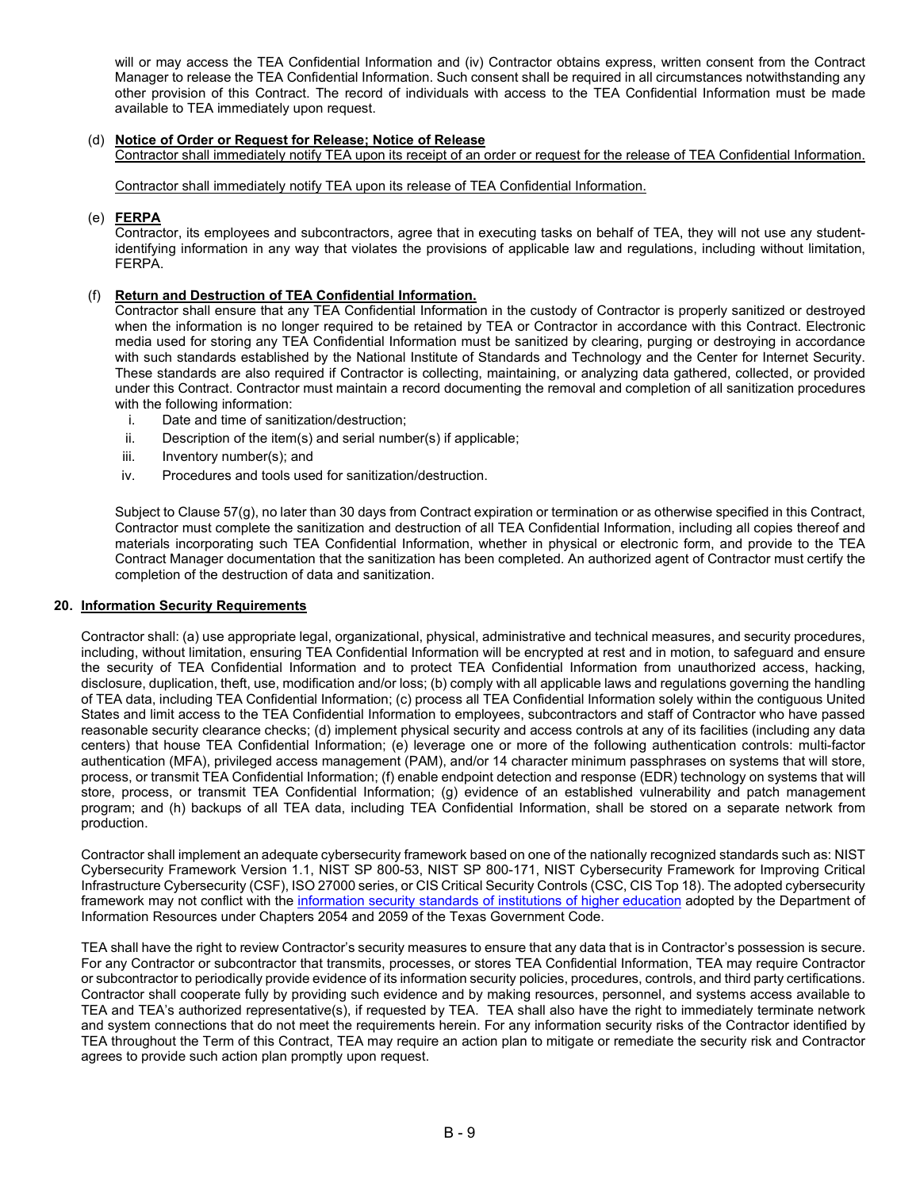will or may access the TEA Confidential Information and (iv) Contractor obtains express, written consent from the Contract Manager to release the TEA Confidential Information. Such consent shall be required in all circumstances notwithstanding any other provision of this Contract. The record of individuals with access to the TEA Confidential Information must be made available to TEA immediately upon request.

(d) **Notice of Order or Request for Release; Notice of Release**

Contractor shall immediately notify TEA upon its receipt of an order or request for the release of TEA Confidential Information.

Contractor shall immediately notify TEA upon its release of TEA Confidential Information.

(e) **FERPA**

Contractor, its employees and subcontractors, agree that in executing tasks on behalf of TEA, they will not use any student-identifying information in any way that violates the provisions of applicable law and regulations, including without limitation, FERPA.

(f) **Return and Destruction of TEA Confidential Information.**

Contractor shall ensure that any TEA Confidential Information in the custody of Contractor is properly sanitized or destroyed when the information is no longer required to be retained by TEA or Contractor in accordance with this Contract. Electronic media used for storing any TEA Confidential Information must be sanitized by clearing, purging or destroying in accordance with such standards established by the National Institute of Standards and Technology and the Center for Internet Security. These standards are also required if Contractor is collecting, maintaining, or analyzing data gathered, collected, or provided under this Contract. Contractor must maintain a record documenting the removal and completion of all sanitization procedures with the following information:

i. Date and time of sanitization/destruction;
ii. Description of the item(s) and serial number(s) if applicable;
iii. Inventory number(s); and
iv. Procedures and tools used for sanitization/destruction.

Subject to Clause 57(g), no later than 30 days from Contract expiration or termination or as otherwise specified in this Contract, Contractor must complete the sanitization and destruction of all TEA Confidential Information, including all copies thereof and materials incorporating such TEA Confidential Information, whether in physical or electronic form, and provide to the TEA Contract Manager documentation that the sanitization has been completed. An authorized agent of Contractor must certify the completion of the destruction of data and sanitization.

**20. Information Security Requirements**

Contractor shall: (a) use appropriate legal, organizational, physical, administrative and technical measures, and security procedures, including, without limitation, ensuring TEA Confidential Information will be encrypted at rest and in motion, to safeguard and ensure the security of TEA Confidential Information and to protect TEA Confidential Information from unauthorized access, hacking, disclosure, duplication, theft, use, modification and/or loss; (b) comply with all applicable laws and regulations governing the handling of TEA data, including TEA Confidential Information; (c) process all TEA Confidential Information solely within the contiguous United States and limit access to the TEA Confidential Information to employees, subcontractors and staff of Contractor who have passed reasonable security clearance checks; (d) implement physical security and access controls at any of its facilities (including any data centers) that house TEA Confidential Information; (e) leverage one or more of the following authentication controls: multi-factor authentication (MFA), privileged access management (PAM), and/or 14 character minimum passphrases on systems that will store, process, or transmit TEA Confidential Information; (f) enable endpoint detection and response (EDR) technology on systems that will store, process, or transmit TEA Confidential Information; (g) evidence of an established vulnerability and patch management program; and (h) backups of all TEA data, including TEA Confidential Information, shall be stored on a separate network from production.

Contractor shall implement an adequate cybersecurity framework based on one of the nationally recognized standards such as: NIST Cybersecurity Framework Version 1.1, NIST SP 800-53, NIST SP 800-171, NIST Cybersecurity Framework for Improving Critical Infrastructure Cybersecurity (CSF), ISO 27000 series, or CIS Critical Security Controls (CSC, CIS Top 18). The adopted cybersecurity framework may not conflict with the information security standards of institutions of higher education adopted by the Department of Information Resources under Chapters 2054 and 2059 of the Texas Government Code.

TEA shall have the right to review Contractor's security measures to ensure that any data that is in Contractor's possession is secure. For any Contractor or subcontractor that transmits, processes, or stores TEA Confidential Information, TEA may require Contractor or subcontractor to periodically provide evidence of its information security policies, procedures, controls, and third party certifications. Contractor shall cooperate fully by providing such evidence and by making resources, personnel, and systems access available to TEA and TEA's authorized representative(s), if requested by TEA. TEA shall also have the right to immediately terminate network and system connections that do not meet the requirements herein. For any information security risks of the Contractor identified by TEA throughout the Term of this Contract, TEA may require an action plan to mitigate or remediate the security risk and Contractor agrees to provide such action plan promptly upon request.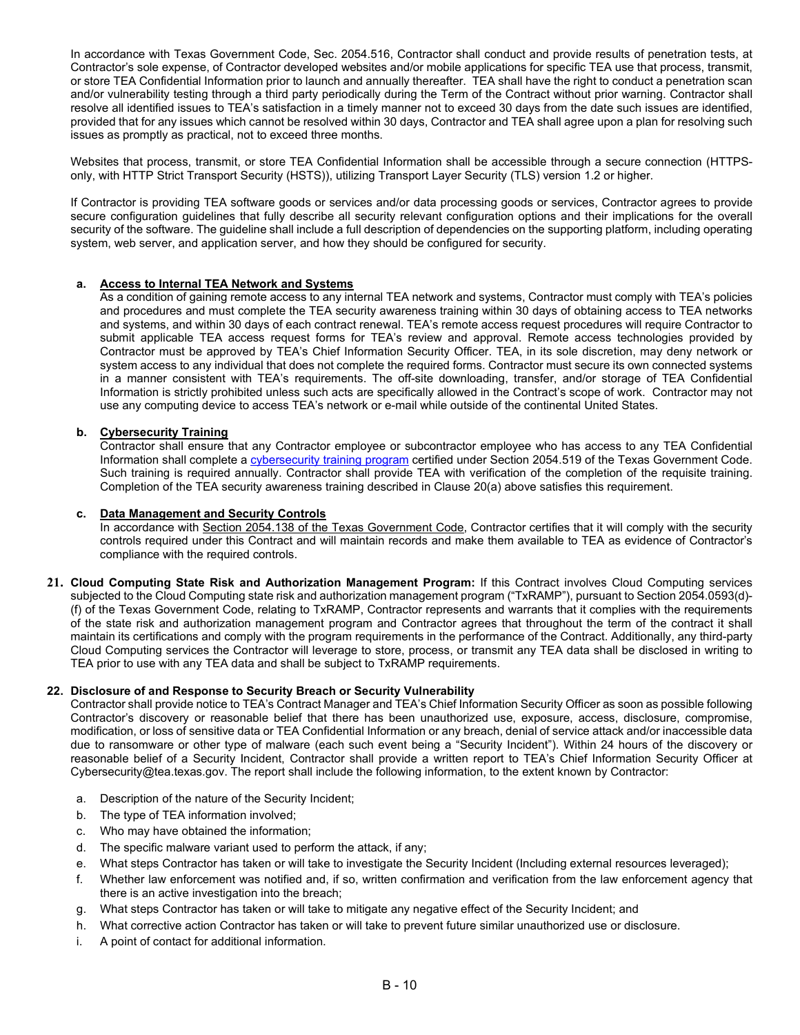In accordance with Texas Government Code, Sec. 2054.516, Contractor shall conduct and provide results of penetration tests, at Contractor's sole expense, of Contractor developed websites and/or mobile applications for specific TEA use that process, transmit, or store TEA Confidential Information prior to launch and annually thereafter. TEA shall have the right to conduct a penetration scan and/or vulnerability testing through a third party periodically during the Term of the Contract without prior warning. Contractor shall resolve all identified issues to TEA's satisfaction in a timely manner not to exceed 30 days from the date such issues are identified, provided that for any issues which cannot be resolved within 30 days, Contractor and TEA shall agree upon a plan for resolving such issues as promptly as practical, not to exceed three months.

Websites that process, transmit, or store TEA Confidential Information shall be accessible through a secure connection (HTTPS-only, with HTTP Strict Transport Security (HSTS)), utilizing Transport Layer Security (TLS) version 1.2 or higher.

If Contractor is providing TEA software goods or services and/or data processing goods or services, Contractor agrees to provide secure configuration guidelines that fully describe all security relevant configuration options and their implications for the overall security of the software. The guideline shall include a full description of dependencies on the supporting platform, including operating system, web server, and application server, and how they should be configured for security.

**a. Access to Internal TEA Network and Systems**

As a condition of gaining remote access to any internal TEA network and systems, Contractor must comply with TEA's policies and procedures and must complete the TEA security awareness training within 30 days of obtaining access to TEA networks and systems, and within 30 days of each contract renewal. TEA's remote access request procedures will require Contractor to submit applicable TEA access request forms for TEA's review and approval. Remote access technologies provided by Contractor must be approved by TEA's Chief Information Security Officer. TEA, in its sole discretion, may deny network or system access to any individual that does not complete the required forms. Contractor must secure its own connected systems in a manner consistent with TEA's requirements. The off-site downloading, transfer, and/or storage of TEA Confidential Information is strictly prohibited unless such acts are specifically allowed in the Contract's scope of work. Contractor may not use any computing device to access TEA's network or e-mail while outside of the continental United States.

**b. Cybersecurity Training**

Contractor shall ensure that any Contractor employee or subcontractor employee who has access to any TEA Confidential Information shall complete a cybersecurity training program certified under Section 2054.519 of the Texas Government Code. Such training is required annually. Contractor shall provide TEA with verification of the completion of the requisite training. Completion of the TEA security awareness training described in Clause 20(a) above satisfies this requirement.

**c. Data Management and Security Controls**

In accordance with Section 2054.138 of the Texas Government Code, Contractor certifies that it will comply with the security controls required under this Contract and will maintain records and make them available to TEA as evidence of Contractor's compliance with the required controls.

**21. Cloud Computing State Risk and Authorization Management Program:** If this Contract involves Cloud Computing services subjected to the Cloud Computing state risk and authorization management program ("TxRAMP"), pursuant to Section 2054.0593(d)-(f) of the Texas Government Code, relating to TxRAMP, Contractor represents and warrants that it complies with the requirements of the state risk and authorization management program and Contractor agrees that throughout the term of the contract it shall maintain its certifications and comply with the program requirements in the performance of the Contract. Additionally, any third-party Cloud Computing services the Contractor will leverage to store, process, or transmit any TEA data shall be disclosed in writing to TEA prior to use with any TEA data and shall be subject to TxRAMP requirements.

**22. Disclosure of and Response to Security Breach or Security Vulnerability**

Contractor shall provide notice to TEA's Contract Manager and TEA's Chief Information Security Officer as soon as possible following Contractor's discovery or reasonable belief that there has been unauthorized use, exposure, access, disclosure, compromise, modification, or loss of sensitive data or TEA Confidential Information or any breach, denial of service attack and/or inaccessible data due to ransomware or other type of malware (each such event being a "Security Incident"). Within 24 hours of the discovery or reasonable belief of a Security Incident, Contractor shall provide a written report to TEA's Chief Information Security Officer at Cybersecurity@tea.texas.gov. The report shall include the following information, to the extent known by Contractor:

a. Description of the nature of the Security Incident;
b. The type of TEA information involved;
c. Who may have obtained the information;
d. The specific malware variant used to perform the attack, if any;
e. What steps Contractor has taken or will take to investigate the Security Incident (Including external resources leveraged);
f. Whether law enforcement was notified and, if so, written confirmation and verification from the law enforcement agency that there is an active investigation into the breach;
g. What steps Contractor has taken or will take to mitigate any negative effect of the Security Incident; and
h. What corrective action Contractor has taken or will take to prevent future similar unauthorized use or disclosure.
i. A point of contact for additional information.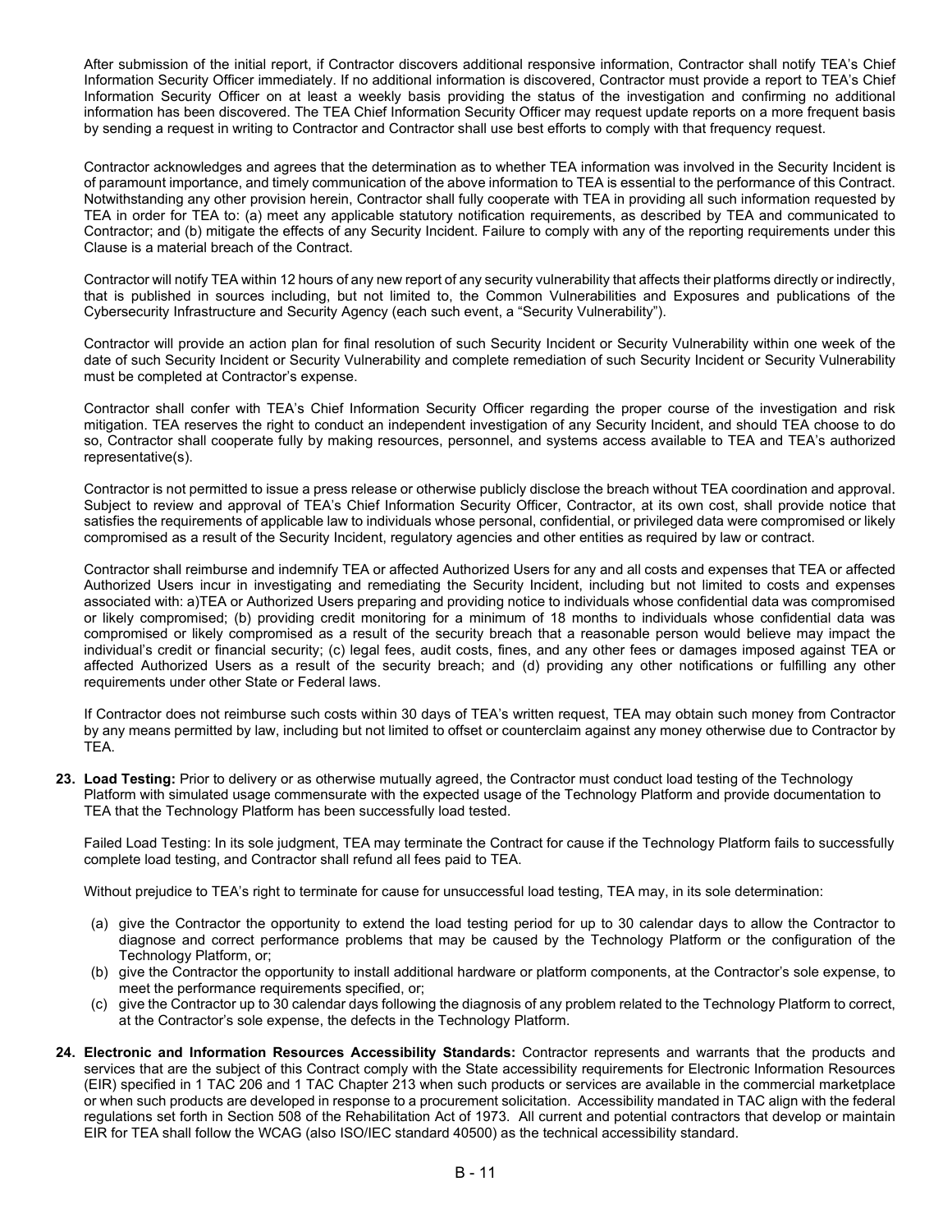After submission of the initial report, if Contractor discovers additional responsive information, Contractor shall notify TEA's Chief Information Security Officer immediately. If no additional information is discovered, Contractor must provide a report to TEA's Chief Information Security Officer on at least a weekly basis providing the status of the investigation and confirming no additional information has been discovered. The TEA Chief Information Security Officer may request update reports on a more frequent basis by sending a request in writing to Contractor and Contractor shall use best efforts to comply with that frequency request.

Contractor acknowledges and agrees that the determination as to whether TEA information was involved in the Security Incident is of paramount importance, and timely communication of the above information to TEA is essential to the performance of this Contract. Notwithstanding any other provision herein, Contractor shall fully cooperate with TEA in providing all such information requested by TEA in order for TEA to: (a) meet any applicable statutory notification requirements, as described by TEA and communicated to Contractor; and (b) mitigate the effects of any Security Incident. Failure to comply with any of the reporting requirements under this Clause is a material breach of the Contract.

Contractor will notify TEA within 12 hours of any new report of any security vulnerability that affects their platforms directly or indirectly, that is published in sources including, but not limited to, the Common Vulnerabilities and Exposures and publications of the Cybersecurity Infrastructure and Security Agency (each such event, a "Security Vulnerability").

Contractor will provide an action plan for final resolution of such Security Incident or Security Vulnerability within one week of the date of such Security Incident or Security Vulnerability and complete remediation of such Security Incident or Security Vulnerability must be completed at Contractor's expense.

Contractor shall confer with TEA's Chief Information Security Officer regarding the proper course of the investigation and risk mitigation. TEA reserves the right to conduct an independent investigation of any Security Incident, and should TEA choose to do so, Contractor shall cooperate fully by making resources, personnel, and systems access available to TEA and TEA's authorized representative(s).

Contractor is not permitted to issue a press release or otherwise publicly disclose the breach without TEA coordination and approval. Subject to review and approval of TEA's Chief Information Security Officer, Contractor, at its own cost, shall provide notice that satisfies the requirements of applicable law to individuals whose personal, confidential, or privileged data were compromised or likely compromised as a result of the Security Incident, regulatory agencies and other entities as required by law or contract.

Contractor shall reimburse and indemnify TEA or affected Authorized Users for any and all costs and expenses that TEA or affected Authorized Users incur in investigating and remediating the Security Incident, including but not limited to costs and expenses associated with: a)TEA or Authorized Users preparing and providing notice to individuals whose confidential data was compromised or likely compromised; (b) providing credit monitoring for a minimum of 18 months to individuals whose confidential data was compromised or likely compromised as a result of the security breach that a reasonable person would believe may impact the individual's credit or financial security; (c) legal fees, audit costs, fines, and any other fees or damages imposed against TEA or affected Authorized Users as a result of the security breach; and (d) providing any other notifications or fulfilling any other requirements under other State or Federal laws.

If Contractor does not reimburse such costs within 30 days of TEA's written request, TEA may obtain such money from Contractor by any means permitted by law, including but not limited to offset or counterclaim against any money otherwise due to Contractor by TEA.

23. **Load Testing:** Prior to delivery or as otherwise mutually agreed, the Contractor must conduct load testing of the Technology Platform with simulated usage commensurate with the expected usage of the Technology Platform and provide documentation to TEA that the Technology Platform has been successfully load tested.

    Failed Load Testing: In its sole judgment, TEA may terminate the Contract for cause if the Technology Platform fails to successfully complete load testing, and Contractor shall refund all fees paid to TEA.

    Without prejudice to TEA's right to terminate for cause for unsuccessful load testing, TEA may, in its sole determination:

    (a) give the Contractor the opportunity to extend the load testing period for up to 30 calendar days to allow the Contractor to diagnose and correct performance problems that may be caused by the Technology Platform or the configuration of the Technology Platform, or;
    (b) give the Contractor the opportunity to install additional hardware or platform components, at the Contractor's sole expense, to meet the performance requirements specified, or;
    (c) give the Contractor up to 30 calendar days following the diagnosis of any problem related to the Technology Platform to correct, at the Contractor's sole expense, the defects in the Technology Platform.

24. **Electronic and Information Resources Accessibility Standards:** Contractor represents and warrants that the products and services that are the subject of this Contract comply with the State accessibility requirements for Electronic Information Resources (EIR) specified in 1 TAC 206 and 1 TAC Chapter 213 when such products or services are available in the commercial marketplace or when such products are developed in response to a procurement solicitation. Accessibility mandated in TAC align with the federal regulations set forth in Section 508 of the Rehabilitation Act of 1973. All current and potential contractors that develop or maintain EIR for TEA shall follow the WCAG (also ISO/IEC standard 40500) as the technical accessibility standard.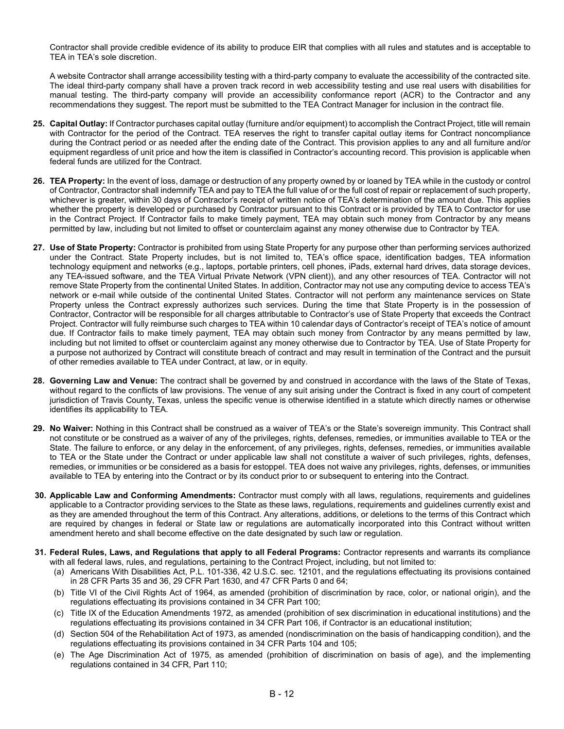Contractor shall provide credible evidence of its ability to produce EIR that complies with all rules and statutes and is acceptable to TEA in TEA's sole discretion.

A website Contractor shall arrange accessibility testing with a third-party company to evaluate the accessibility of the contracted site. The ideal third-party company shall have a proven track record in web accessibility testing and use real users with disabilities for manual testing. The third-party company will provide an accessibility conformance report (ACR) to the Contractor and any recommendations they suggest. The report must be submitted to the TEA Contract Manager for inclusion in the contract file.

25. **Capital Outlay:** If Contractor purchases capital outlay (furniture and/or equipment) to accomplish the Contract Project, title will remain with Contractor for the period of the Contract. TEA reserves the right to transfer capital outlay items for Contract noncompliance during the Contract period or as needed after the ending date of the Contract. This provision applies to any and all furniture and/or equipment regardless of unit price and how the item is classified in Contractor's accounting record. This provision is applicable when federal funds are utilized for the Contract.

26. **TEA Property:** In the event of loss, damage or destruction of any property owned by or loaned by TEA while in the custody or control of Contractor, Contractor shall indemnify TEA and pay to TEA the full value of or the full cost of repair or replacement of such property, whichever is greater, within 30 days of Contractor's receipt of written notice of TEA's determination of the amount due. This applies whether the property is developed or purchased by Contractor pursuant to this Contract or is provided by TEA to Contractor for use in the Contract Project. If Contractor fails to make timely payment, TEA may obtain such money from Contractor by any means permitted by law, including but not limited to offset or counterclaim against any money otherwise due to Contractor by TEA.

27. **Use of State Property:** Contractor is prohibited from using State Property for any purpose other than performing services authorized under the Contract. State Property includes, but is not limited to, TEA's office space, identification badges, TEA information technology equipment and networks (e.g., laptops, portable printers, cell phones, iPads, external hard drives, data storage devices, any TEA-issued software, and the TEA Virtual Private Network (VPN client)), and any other resources of TEA. Contractor will not remove State Property from the continental United States. In addition, Contractor may not use any computing device to access TEA's network or e-mail while outside of the continental United States. Contractor will not perform any maintenance services on State Property unless the Contract expressly authorizes such services. During the time that State Property is in the possession of Contractor, Contractor will be responsible for all charges attributable to Contractor's use of State Property that exceeds the Contract Project. Contractor will fully reimburse such charges to TEA within 10 calendar days of Contractor's receipt of TEA's notice of amount due. If Contractor fails to make timely payment, TEA may obtain such money from Contractor by any means permitted by law, including but not limited to offset or counterclaim against any money otherwise due to Contractor by TEA. Use of State Property for a purpose not authorized by Contract will constitute breach of contract and may result in termination of the Contract and the pursuit of other remedies available to TEA under Contract, at law, or in equity.

28. **Governing Law and Venue:** The contract shall be governed by and construed in accordance with the laws of the State of Texas, without regard to the conflicts of law provisions. The venue of any suit arising under the Contract is fixed in any court of competent jurisdiction of Travis County, Texas, unless the specific venue is otherwise identified in a statute which directly names or otherwise identifies its applicability to TEA.

29. **No Waiver:** Nothing in this Contract shall be construed as a waiver of TEA's or the State's sovereign immunity. This Contract shall not constitute or be construed as a waiver of any of the privileges, rights, defenses, remedies, or immunities available to TEA or the State. The failure to enforce, or any delay in the enforcement, of any privileges, rights, defenses, remedies, or immunities available to TEA or the State under the Contract or under applicable law shall not constitute a waiver of such privileges, rights, defenses, remedies, or immunities or be considered as a basis for estoppel. TEA does not waive any privileges, rights, defenses, or immunities available to TEA by entering into the Contract or by its conduct prior to or subsequent to entering into the Contract.

30. **Applicable Law and Conforming Amendments:** Contractor must comply with all laws, regulations, requirements and guidelines applicable to a Contractor providing services to the State as these laws, regulations, requirements and guidelines currently exist and as they are amended throughout the term of this Contract. Any alterations, additions, or deletions to the terms of this Contract which are required by changes in federal or State law or regulations are automatically incorporated into this Contract without written amendment hereto and shall become effective on the date designated by such law or regulation.

31. **Federal Rules, Laws, and Regulations that apply to all Federal Programs:** Contractor represents and warrants its compliance with all federal laws, rules, and regulations, pertaining to the Contract Project, including, but not limited to:
    (a) Americans With Disabilities Act, P.L. 101-336, 42 U.S.C. sec. 12101, and the regulations effectuating its provisions contained in 28 CFR Parts 35 and 36, 29 CFR Part 1630, and 47 CFR Parts 0 and 64;
    (b) Title VI of the Civil Rights Act of 1964, as amended (prohibition of discrimination by race, color, or national origin), and the regulations effectuating its provisions contained in 34 CFR Part 100;
    (c) Title IX of the Education Amendments 1972, as amended (prohibition of sex discrimination in educational institutions) and the regulations effectuating its provisions contained in 34 CFR Part 106, if Contractor is an educational institution;
    (d) Section 504 of the Rehabilitation Act of 1973, as amended (nondiscrimination on the basis of handicapping condition), and the regulations effectuating its provisions contained in 34 CFR Parts 104 and 105;
    (e) The Age Discrimination Act of 1975, as amended (prohibition of discrimination on basis of age), and the implementing regulations contained in 34 CFR, Part 110;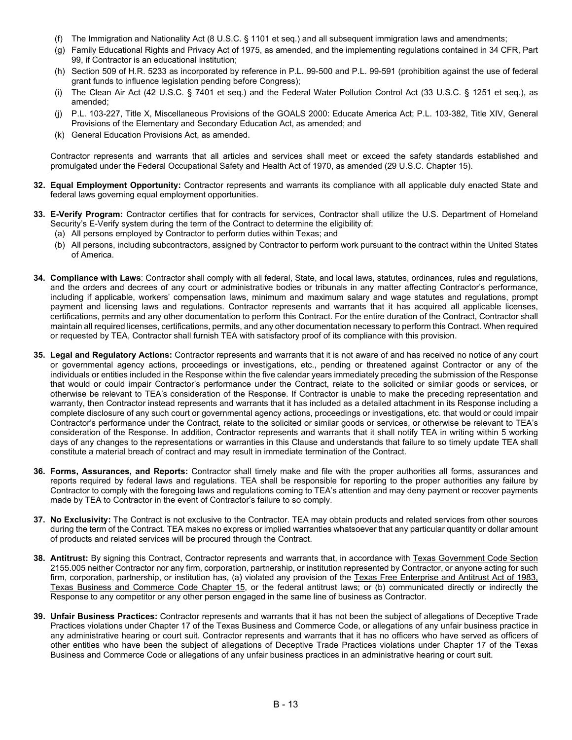(f) The Immigration and Nationality Act (8 U.S.C. § 1101 et seq.) and all subsequent immigration laws and amendments;
(g) Family Educational Rights and Privacy Act of 1975, as amended, and the implementing regulations contained in 34 CFR, Part 99, if Contractor is an educational institution;
(h) Section 509 of H.R. 5233 as incorporated by reference in P.L. 99-500 and P.L. 99-591 (prohibition against the use of federal grant funds to influence legislation pending before Congress);
(i) The Clean Air Act (42 U.S.C. § 7401 et seq.) and the Federal Water Pollution Control Act (33 U.S.C. § 1251 et seq.), as amended;
(j) P.L. 103-227, Title X, Miscellaneous Provisions of the GOALS 2000: Educate America Act; P.L. 103-382, Title XIV, General Provisions of the Elementary and Secondary Education Act, as amended; and
(k) General Education Provisions Act, as amended.

Contractor represents and warrants that all articles and services shall meet or exceed the safety standards established and promulgated under the Federal Occupational Safety and Health Act of 1970, as amended (29 U.S.C. Chapter 15).

**32. Equal Employment Opportunity:** Contractor represents and warrants its compliance with all applicable duly enacted State and federal laws governing equal employment opportunities.

**33. E-Verify Program:** Contractor certifies that for contracts for services, Contractor shall utilize the U.S. Department of Homeland Security's E-Verify system during the term of the Contract to determine the eligibility of:
(a) All persons employed by Contractor to perform duties within Texas; and
(b) All persons, including subcontractors, assigned by Contractor to perform work pursuant to the contract within the United States of America.

**34. Compliance with Laws**: Contractor shall comply with all federal, State, and local laws, statutes, ordinances, rules and regulations, and the orders and decrees of any court or administrative bodies or tribunals in any matter affecting Contractor's performance, including if applicable, workers' compensation laws, minimum and maximum salary and wage statutes and regulations, prompt payment and licensing laws and regulations. Contractor represents and warrants that it has acquired all applicable licenses, certifications, permits and any other documentation to perform this Contract. For the entire duration of the Contract, Contractor shall maintain all required licenses, certifications, permits, and any other documentation necessary to perform this Contract. When required or requested by TEA, Contractor shall furnish TEA with satisfactory proof of its compliance with this provision.

**35. Legal and Regulatory Actions:** Contractor represents and warrants that it is not aware of and has received no notice of any court or governmental agency actions, proceedings or investigations, etc., pending or threatened against Contractor or any of the individuals or entities included in the Response within the five calendar years immediately preceding the submission of the Response that would or could impair Contractor's performance under the Contract, relate to the solicited or similar goods or services, or otherwise be relevant to TEA's consideration of the Response. If Contractor is unable to make the preceding representation and warranty, then Contractor instead represents and warrants that it has included as a detailed attachment in its Response including a complete disclosure of any such court or governmental agency actions, proceedings or investigations, etc. that would or could impair Contractor's performance under the Contract, relate to the solicited or similar goods or services, or otherwise be relevant to TEA's consideration of the Response. In addition, Contractor represents and warrants that it shall notify TEA in writing within 5 working days of any changes to the representations or warranties in this Clause and understands that failure to so timely update TEA shall constitute a material breach of contract and may result in immediate termination of the Contract.

**36. Forms, Assurances, and Reports:** Contractor shall timely make and file with the proper authorities all forms, assurances and reports required by federal laws and regulations. TEA shall be responsible for reporting to the proper authorities any failure by Contractor to comply with the foregoing laws and regulations coming to TEA's attention and may deny payment or recover payments made by TEA to Contractor in the event of Contractor's failure to so comply.

**37. No Exclusivity:** The Contract is not exclusive to the Contractor. TEA may obtain products and related services from other sources during the term of the Contract. TEA makes no express or implied warranties whatsoever that any particular quantity or dollar amount of products and related services will be procured through the Contract.

**38. Antitrust:** By signing this Contract, Contractor represents and warrants that, in accordance with Texas Government Code Section 2155.005 neither Contractor nor any firm, corporation, partnership, or institution represented by Contractor, or anyone acting for such firm, corporation, partnership, or institution has, (a) violated any provision of the Texas Free Enterprise and Antitrust Act of 1983, Texas Business and Commerce Code Chapter 15, or the federal antitrust laws; or (b) communicated directly or indirectly the Response to any competitor or any other person engaged in the same line of business as Contractor.

**39. Unfair Business Practices:** Contractor represents and warrants that it has not been the subject of allegations of Deceptive Trade Practices violations under Chapter 17 of the Texas Business and Commerce Code, or allegations of any unfair business practice in any administrative hearing or court suit. Contractor represents and warrants that it has no officers who have served as officers of other entities who have been the subject of allegations of Deceptive Trade Practices violations under Chapter 17 of the Texas Business and Commerce Code or allegations of any unfair business practices in an administrative hearing or court suit.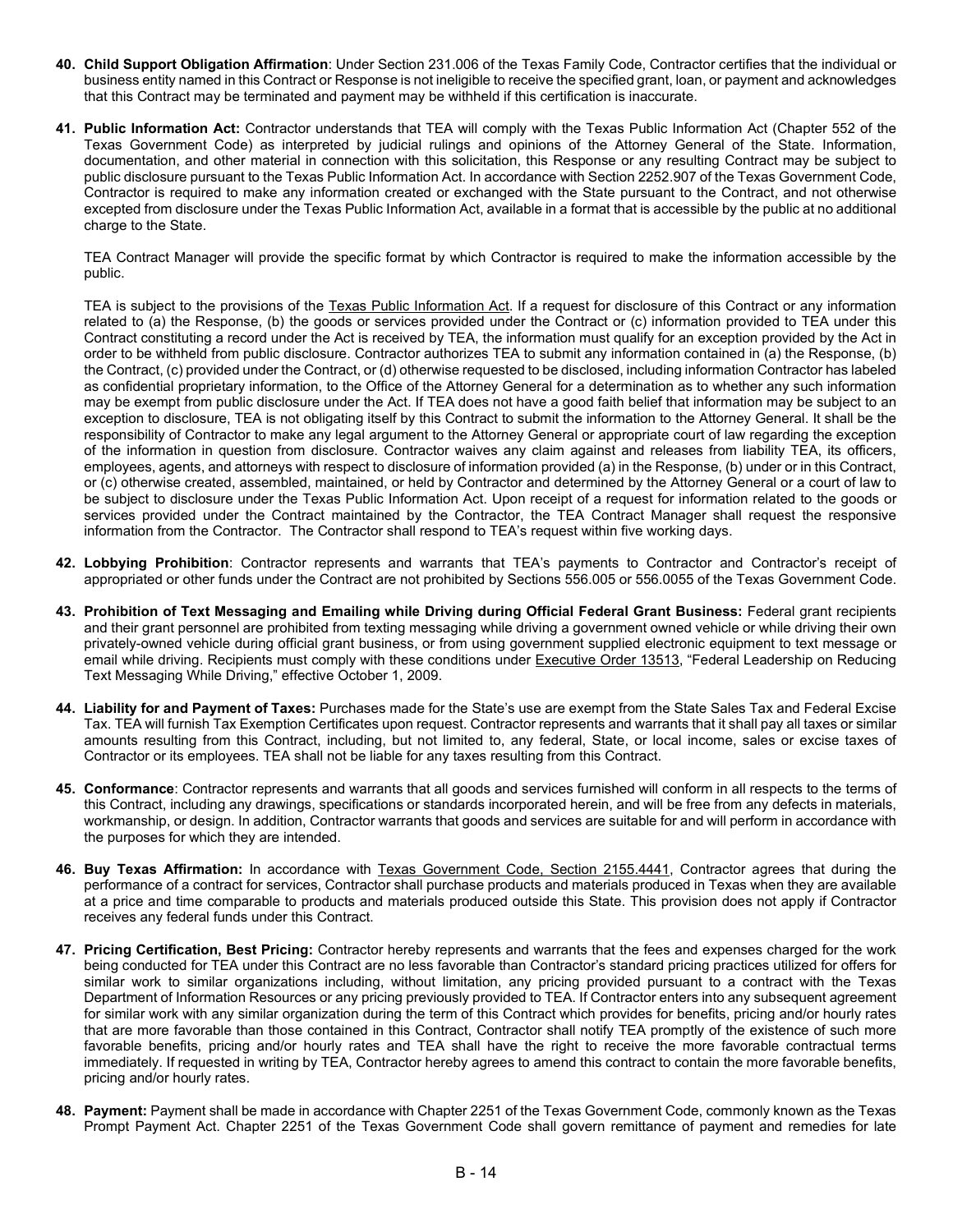40. **Child Support Obligation Affirmation**: Under Section 231.006 of the Texas Family Code, Contractor certifies that the individual or business entity named in this Contract or Response is not ineligible to receive the specified grant, loan, or payment and acknowledges that this Contract may be terminated and payment may be withheld if this certification is inaccurate.

41. **Public Information Act:** Contractor understands that TEA will comply with the Texas Public Information Act (Chapter 552 of the Texas Government Code) as interpreted by judicial rulings and opinions of the Attorney General of the State. Information, documentation, and other material in connection with this solicitation, this Response or any resulting Contract may be subject to public disclosure pursuant to the Texas Public Information Act. In accordance with Section 2252.907 of the Texas Government Code, Contractor is required to make any information created or exchanged with the State pursuant to the Contract, and not otherwise excepted from disclosure under the Texas Public Information Act, available in a format that is accessible by the public at no additional charge to the State.

    TEA Contract Manager will provide the specific format by which Contractor is required to make the information accessible by the public.

    TEA is subject to the provisions of the Texas Public Information Act. If a request for disclosure of this Contract or any information related to (a) the Response, (b) the goods or services provided under the Contract or (c) information provided to TEA under this Contract constituting a record under the Act is received by TEA, the information must qualify for an exception provided by the Act in order to be withheld from public disclosure. Contractor authorizes TEA to submit any information contained in (a) the Response, (b) the Contract, (c) provided under the Contract, or (d) otherwise requested to be disclosed, including information Contractor has labeled as confidential proprietary information, to the Office of the Attorney General for a determination as to whether any such information may be exempt from public disclosure under the Act. If TEA does not have a good faith belief that information may be subject to an exception to disclosure, TEA is not obligating itself by this Contract to submit the information to the Attorney General. It shall be the responsibility of Contractor to make any legal argument to the Attorney General or appropriate court of law regarding the exception of the information in question from disclosure. Contractor waives any claim against and releases from liability TEA, its officers, employees, agents, and attorneys with respect to disclosure of information provided (a) in the Response, (b) under or in this Contract, or (c) otherwise created, assembled, maintained, or held by Contractor and determined by the Attorney General or a court of law to be subject to disclosure under the Texas Public Information Act. Upon receipt of a request for information related to the goods or services provided under the Contract maintained by the Contractor, the TEA Contract Manager shall request the responsive information from the Contractor. The Contractor shall respond to TEA's request within five working days.

42. **Lobbying Prohibition**: Contractor represents and warrants that TEA's payments to Contractor and Contractor's receipt of appropriated or other funds under the Contract are not prohibited by Sections 556.005 or 556.0055 of the Texas Government Code.

43. **Prohibition of Text Messaging and Emailing while Driving during Official Federal Grant Business:** Federal grant recipients and their grant personnel are prohibited from texting messaging while driving a government owned vehicle or while driving their own privately-owned vehicle during official grant business, or from using government supplied electronic equipment to text message or email while driving. Recipients must comply with these conditions under Executive Order 13513, "Federal Leadership on Reducing Text Messaging While Driving," effective October 1, 2009.

44. **Liability for and Payment of Taxes:** Purchases made for the State's use are exempt from the State Sales Tax and Federal Excise Tax. TEA will furnish Tax Exemption Certificates upon request. Contractor represents and warrants that it shall pay all taxes or similar amounts resulting from this Contract, including, but not limited to, any federal, State, or local income, sales or excise taxes of Contractor or its employees. TEA shall not be liable for any taxes resulting from this Contract.

45. **Conformance**: Contractor represents and warrants that all goods and services furnished will conform in all respects to the terms of this Contract, including any drawings, specifications or standards incorporated herein, and will be free from any defects in materials, workmanship, or design. In addition, Contractor warrants that goods and services are suitable for and will perform in accordance with the purposes for which they are intended.

46. **Buy Texas Affirmation:** In accordance with Texas Government Code, Section 2155.4441, Contractor agrees that during the performance of a contract for services, Contractor shall purchase products and materials produced in Texas when they are available at a price and time comparable to products and materials produced outside this State. This provision does not apply if Contractor receives any federal funds under this Contract.

47. **Pricing Certification, Best Pricing:** Contractor hereby represents and warrants that the fees and expenses charged for the work being conducted for TEA under this Contract are no less favorable than Contractor's standard pricing practices utilized for offers for similar work to similar organizations including, without limitation, any pricing provided pursuant to a contract with the Texas Department of Information Resources or any pricing previously provided to TEA. If Contractor enters into any subsequent agreement for similar work with any similar organization during the term of this Contract which provides for benefits, pricing and/or hourly rates that are more favorable than those contained in this Contract, Contractor shall notify TEA promptly of the existence of such more favorable benefits, pricing and/or hourly rates and TEA shall have the right to receive the more favorable contractual terms immediately. If requested in writing by TEA, Contractor hereby agrees to amend this contract to contain the more favorable benefits, pricing and/or hourly rates.

48. **Payment:** Payment shall be made in accordance with Chapter 2251 of the Texas Government Code, commonly known as the Texas Prompt Payment Act. Chapter 2251 of the Texas Government Code shall govern remittance of payment and remedies for late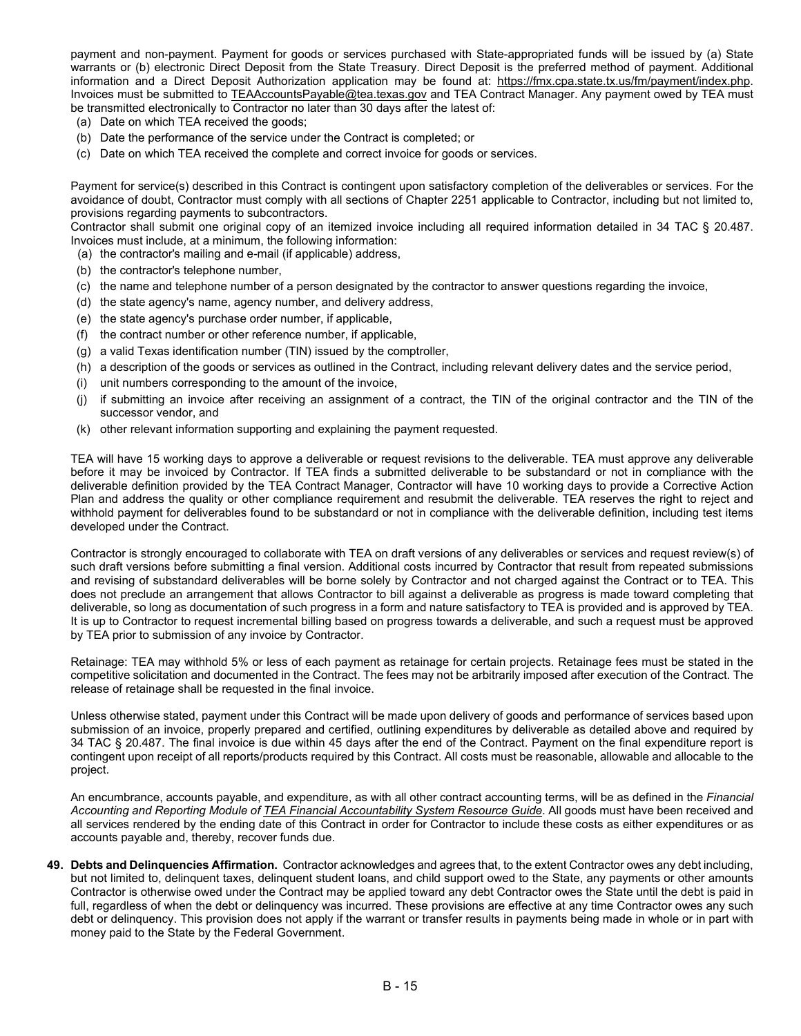payment and non-payment. Payment for goods or services purchased with State-appropriated funds will be issued by (a) State warrants or (b) electronic Direct Deposit from the State Treasury. Direct Deposit is the preferred method of payment. Additional information and a Direct Deposit Authorization application may be found at: https://fmx.cpa.state.tx.us/fm/payment/index.php. Invoices must be submitted to TEAAccountsPayable@tea.texas.gov and TEA Contract Manager. Any payment owed by TEA must be transmitted electronically to Contractor no later than 30 days after the latest of:

(a) Date on which TEA received the goods;
(b) Date the performance of the service under the Contract is completed; or
(c) Date on which TEA received the complete and correct invoice for goods or services.

Payment for service(s) described in this Contract is contingent upon satisfactory completion of the deliverables or services. For the avoidance of doubt, Contractor must comply with all sections of Chapter 2251 applicable to Contractor, including but not limited to, provisions regarding payments to subcontractors.

Contractor shall submit one original copy of an itemized invoice including all required information detailed in 34 TAC § 20.487. Invoices must include, at a minimum, the following information:

(a) the contractor's mailing and e-mail (if applicable) address,
(b) the contractor's telephone number,
(c) the name and telephone number of a person designated by the contractor to answer questions regarding the invoice,
(d) the state agency's name, agency number, and delivery address,
(e) the state agency's purchase order number, if applicable,
(f) the contract number or other reference number, if applicable,
(g) a valid Texas identification number (TIN) issued by the comptroller,
(h) a description of the goods or services as outlined in the Contract, including relevant delivery dates and the service period,
(i) unit numbers corresponding to the amount of the invoice,
(j) if submitting an invoice after receiving an assignment of a contract, the TIN of the original contractor and the TIN of the successor vendor, and
(k) other relevant information supporting and explaining the payment requested.

TEA will have 15 working days to approve a deliverable or request revisions to the deliverable. TEA must approve any deliverable before it may be invoiced by Contractor. If TEA finds a submitted deliverable to be substandard or not in compliance with the deliverable definition provided by the TEA Contract Manager, Contractor will have 10 working days to provide a Corrective Action Plan and address the quality or other compliance requirement and resubmit the deliverable. TEA reserves the right to reject and withhold payment for deliverables found to be substandard or not in compliance with the deliverable definition, including test items developed under the Contract.

Contractor is strongly encouraged to collaborate with TEA on draft versions of any deliverables or services and request review(s) of such draft versions before submitting a final version. Additional costs incurred by Contractor that result from repeated submissions and revising of substandard deliverables will be borne solely by Contractor and not charged against the Contract or to TEA. This does not preclude an arrangement that allows Contractor to bill against a deliverable as progress is made toward completing that deliverable, so long as documentation of such progress in a form and nature satisfactory to TEA is provided and is approved by TEA. It is up to Contractor to request incremental billing based on progress towards a deliverable, and such a request must be approved by TEA prior to submission of any invoice by Contractor.

Retainage: TEA may withhold 5% or less of each payment as retainage for certain projects. Retainage fees must be stated in the competitive solicitation and documented in the Contract. The fees may not be arbitrarily imposed after execution of the Contract. The release of retainage shall be requested in the final invoice.

Unless otherwise stated, payment under this Contract will be made upon delivery of goods and performance of services based upon submission of an invoice, properly prepared and certified, outlining expenditures by deliverable as detailed above and required by 34 TAC § 20.487. The final invoice is due within 45 days after the end of the Contract. Payment on the final expenditure report is contingent upon receipt of all reports/products required by this Contract. All costs must be reasonable, allowable and allocable to the project.

An encumbrance, accounts payable, and expenditure, as with all other contract accounting terms, will be as defined in the *Financial Accounting and Reporting Module of TEA Financial Accountability System Resource Guide*. All goods must have been received and all services rendered by the ending date of this Contract in order for Contractor to include these costs as either expenditures or as accounts payable and, thereby, recover funds due.

**49. Debts and Delinquencies Affirmation.** Contractor acknowledges and agrees that, to the extent Contractor owes any debt including, but not limited to, delinquent taxes, delinquent student loans, and child support owed to the State, any payments or other amounts Contractor is otherwise owed under the Contract may be applied toward any debt Contractor owes the State until the debt is paid in full, regardless of when the debt or delinquency was incurred. These provisions are effective at any time Contractor owes any such debt or delinquency. This provision does not apply if the warrant or transfer results in payments being made in whole or in part with money paid to the State by the Federal Government.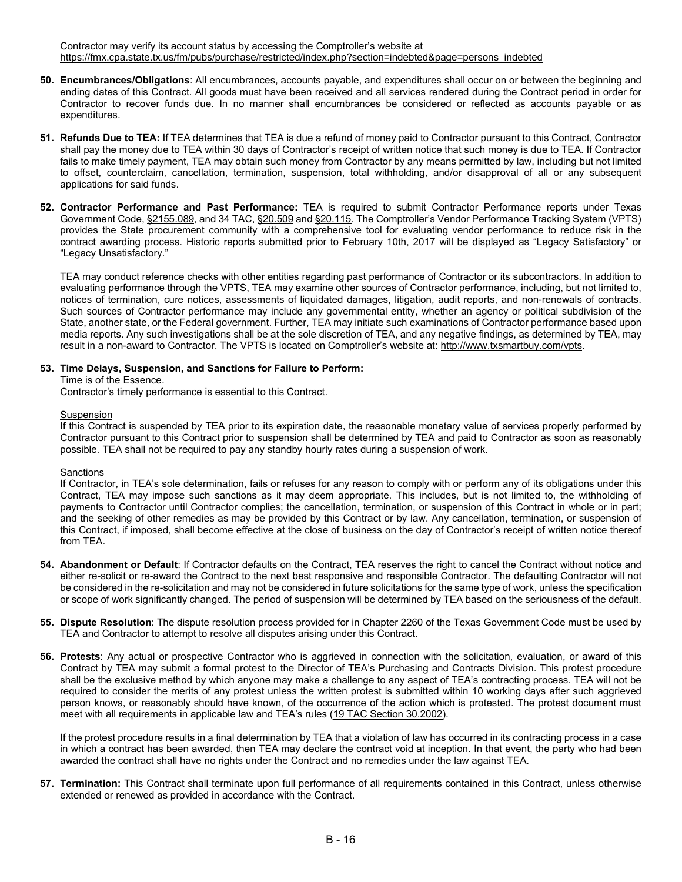Contractor may verify its account status by accessing the Comptroller's website at https://fmx.cpa.state.tx.us/fm/pubs/purchase/restricted/index.php?section=indebted&page=persons_indebted

**50. Encumbrances/Obligations**: All encumbrances, accounts payable, and expenditures shall occur on or between the beginning and ending dates of this Contract. All goods must have been received and all services rendered during the Contract period in order for Contractor to recover funds due. In no manner shall encumbrances be considered or reflected as accounts payable or as expenditures.

**51. Refunds Due to TEA:** If TEA determines that TEA is due a refund of money paid to Contractor pursuant to this Contract, Contractor shall pay the money due to TEA within 30 days of Contractor's receipt of written notice that such money is due to TEA. If Contractor fails to make timely payment, TEA may obtain such money from Contractor by any means permitted by law, including but not limited to offset, counterclaim, cancellation, termination, suspension, total withholding, and/or disapproval of all or any subsequent applications for said funds.

**52. Contractor Performance and Past Performance:** TEA is required to submit Contractor Performance reports under Texas Government Code, §2155.089, and 34 TAC, §20.509 and §20.115. The Comptroller's Vendor Performance Tracking System (VPTS) provides the State procurement community with a comprehensive tool for evaluating vendor performance to reduce risk in the contract awarding process. Historic reports submitted prior to February 10th, 2017 will be displayed as "Legacy Satisfactory" or "Legacy Unsatisfactory."

TEA may conduct reference checks with other entities regarding past performance of Contractor or its subcontractors. In addition to evaluating performance through the VPTS, TEA may examine other sources of Contractor performance, including, but not limited to, notices of termination, cure notices, assessments of liquidated damages, litigation, audit reports, and non-renewals of contracts. Such sources of Contractor performance may include any governmental entity, whether an agency or political subdivision of the State, another state, or the Federal government. Further, TEA may initiate such examinations of Contractor performance based upon media reports. Any such investigations shall be at the sole discretion of TEA, and any negative findings, as determined by TEA, may result in a non-award to Contractor. The VPTS is located on Comptroller's website at: http://www.txsmartbuy.com/vpts.

**53. Time Delays, Suspension, and Sanctions for Failure to Perform:**

Time is of the Essence.

Contractor's timely performance is essential to this Contract.

Suspension

If this Contract is suspended by TEA prior to its expiration date, the reasonable monetary value of services properly performed by Contractor pursuant to this Contract prior to suspension shall be determined by TEA and paid to Contractor as soon as reasonably possible. TEA shall not be required to pay any standby hourly rates during a suspension of work.

Sanctions

If Contractor, in TEA's sole determination, fails or refuses for any reason to comply with or perform any of its obligations under this Contract, TEA may impose such sanctions as it may deem appropriate. This includes, but is not limited to, the withholding of payments to Contractor until Contractor complies; the cancellation, termination, or suspension of this Contract in whole or in part; and the seeking of other remedies as may be provided by this Contract or by law. Any cancellation, termination, or suspension of this Contract, if imposed, shall become effective at the close of business on the day of Contractor's receipt of written notice thereof from TEA.

**54. Abandonment or Default**: If Contractor defaults on the Contract, TEA reserves the right to cancel the Contract without notice and either re-solicit or re-award the Contract to the next best responsive and responsible Contractor. The defaulting Contractor will not be considered in the re-solicitation and may not be considered in future solicitations for the same type of work, unless the specification or scope of work significantly changed. The period of suspension will be determined by TEA based on the seriousness of the default.

**55. Dispute Resolution**: The dispute resolution process provided for in Chapter 2260 of the Texas Government Code must be used by TEA and Contractor to attempt to resolve all disputes arising under this Contract.

**56. Protests**: Any actual or prospective Contractor who is aggrieved in connection with the solicitation, evaluation, or award of this Contract by TEA may submit a formal protest to the Director of TEA's Purchasing and Contracts Division. This protest procedure shall be the exclusive method by which anyone may make a challenge to any aspect of TEA's contracting process. TEA will not be required to consider the merits of any protest unless the written protest is submitted within 10 working days after such aggrieved person knows, or reasonably should have known, of the occurrence of the action which is protested. The protest document must meet with all requirements in applicable law and TEA's rules (19 TAC Section 30.2002).

If the protest procedure results in a final determination by TEA that a violation of law has occurred in its contracting process in a case in which a contract has been awarded, then TEA may declare the contract void at inception. In that event, the party who had been awarded the contract shall have no rights under the Contract and no remedies under the law against TEA.

**57. Termination:** This Contract shall terminate upon full performance of all requirements contained in this Contract, unless otherwise extended or renewed as provided in accordance with the Contract.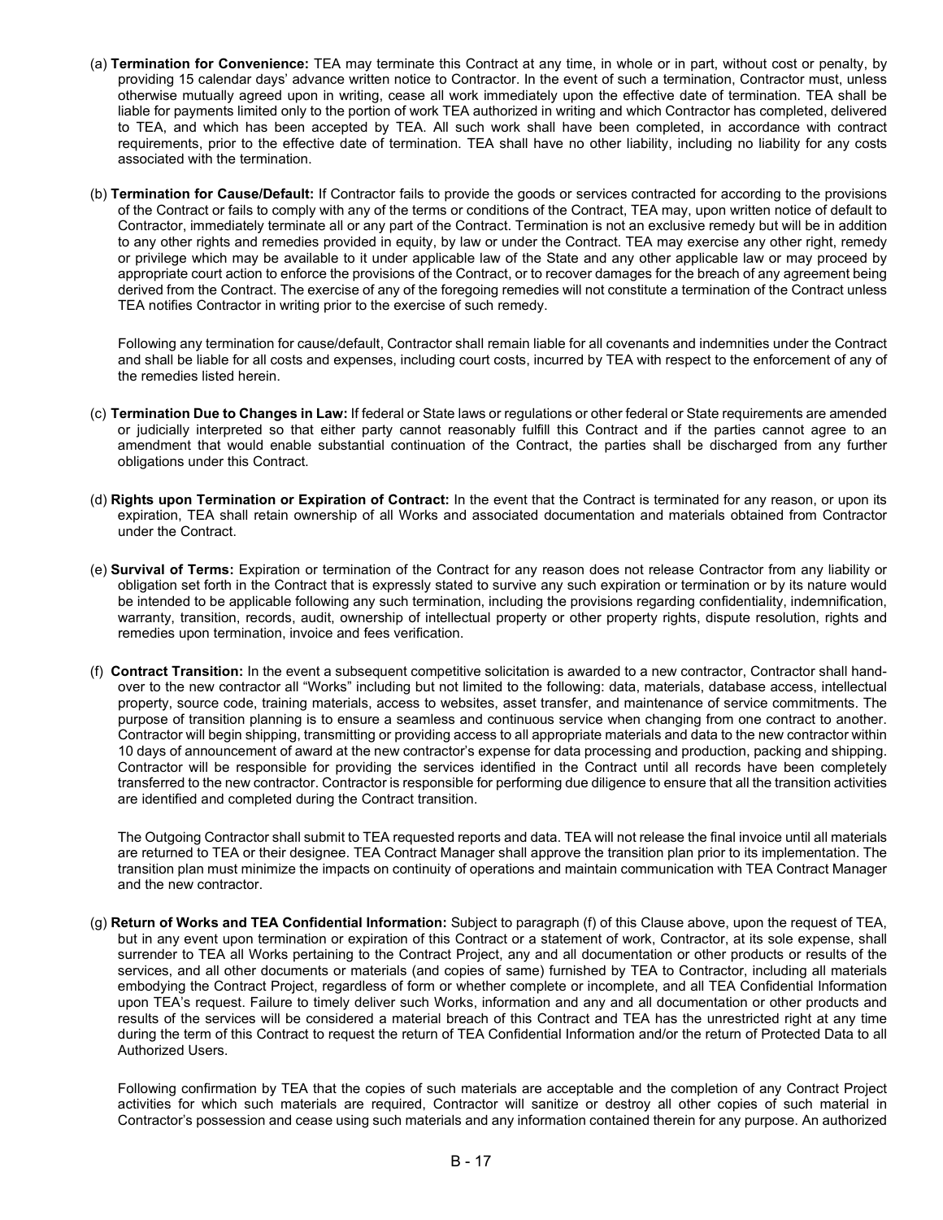(a) **Termination for Convenience:** TEA may terminate this Contract at any time, in whole or in part, without cost or penalty, by providing 15 calendar days' advance written notice to Contractor. In the event of such a termination, Contractor must, unless otherwise mutually agreed upon in writing, cease all work immediately upon the effective date of termination. TEA shall be liable for payments limited only to the portion of work TEA authorized in writing and which Contractor has completed, delivered to TEA, and which has been accepted by TEA. All such work shall have been completed, in accordance with contract requirements, prior to the effective date of termination. TEA shall have no other liability, including no liability for any costs associated with the termination.

(b) **Termination for Cause/Default:** If Contractor fails to provide the goods or services contracted for according to the provisions of the Contract or fails to comply with any of the terms or conditions of the Contract, TEA may, upon written notice of default to Contractor, immediately terminate all or any part of the Contract. Termination is not an exclusive remedy but will be in addition to any other rights and remedies provided in equity, by law or under the Contract. TEA may exercise any other right, remedy or privilege which may be available to it under applicable law of the State and any other applicable law or may proceed by appropriate court action to enforce the provisions of the Contract, or to recover damages for the breach of any agreement being derived from the Contract. The exercise of any of the foregoing remedies will not constitute a termination of the Contract unless TEA notifies Contractor in writing prior to the exercise of such remedy.

Following any termination for cause/default, Contractor shall remain liable for all covenants and indemnities under the Contract and shall be liable for all costs and expenses, including court costs, incurred by TEA with respect to the enforcement of any of the remedies listed herein.

(c) **Termination Due to Changes in Law:** If federal or State laws or regulations or other federal or State requirements are amended or judicially interpreted so that either party cannot reasonably fulfill this Contract and if the parties cannot agree to an amendment that would enable substantial continuation of the Contract, the parties shall be discharged from any further obligations under this Contract.

(d) **Rights upon Termination or Expiration of Contract:** In the event that the Contract is terminated for any reason, or upon its expiration, TEA shall retain ownership of all Works and associated documentation and materials obtained from Contractor under the Contract.

(e) **Survival of Terms:** Expiration or termination of the Contract for any reason does not release Contractor from any liability or obligation set forth in the Contract that is expressly stated to survive any such expiration or termination or by its nature would be intended to be applicable following any such termination, including the provisions regarding confidentiality, indemnification, warranty, transition, records, audit, ownership of intellectual property or other property rights, dispute resolution, rights and remedies upon termination, invoice and fees verification.

(f) **Contract Transition:** In the event a subsequent competitive solicitation is awarded to a new contractor, Contractor shall hand-over to the new contractor all "Works" including but not limited to the following: data, materials, database access, intellectual property, source code, training materials, access to websites, asset transfer, and maintenance of service commitments. The purpose of transition planning is to ensure a seamless and continuous service when changing from one contract to another. Contractor will begin shipping, transmitting or providing access to all appropriate materials and data to the new contractor within 10 days of announcement of award at the new contractor's expense for data processing and production, packing and shipping. Contractor will be responsible for providing the services identified in the Contract until all records have been completely transferred to the new contractor. Contractor is responsible for performing due diligence to ensure that all the transition activities are identified and completed during the Contract transition.

The Outgoing Contractor shall submit to TEA requested reports and data. TEA will not release the final invoice until all materials are returned to TEA or their designee. TEA Contract Manager shall approve the transition plan prior to its implementation. The transition plan must minimize the impacts on continuity of operations and maintain communication with TEA Contract Manager and the new contractor.

(g) **Return of Works and TEA Confidential Information:** Subject to paragraph (f) of this Clause above, upon the request of TEA, but in any event upon termination or expiration of this Contract or a statement of work, Contractor, at its sole expense, shall surrender to TEA all Works pertaining to the Contract Project, any and all documentation or other products or results of the services, and all other documents or materials (and copies of same) furnished by TEA to Contractor, including all materials embodying the Contract Project, regardless of form or whether complete or incomplete, and all TEA Confidential Information upon TEA's request. Failure to timely deliver such Works, information and any and all documentation or other products and results of the services will be considered a material breach of this Contract and TEA has the unrestricted right at any time during the term of this Contract to request the return of TEA Confidential Information and/or the return of Protected Data to all Authorized Users.

Following confirmation by TEA that the copies of such materials are acceptable and the completion of any Contract Project activities for which such materials are required, Contractor will sanitize or destroy all other copies of such material in Contractor's possession and cease using such materials and any information contained therein for any purpose. An authorized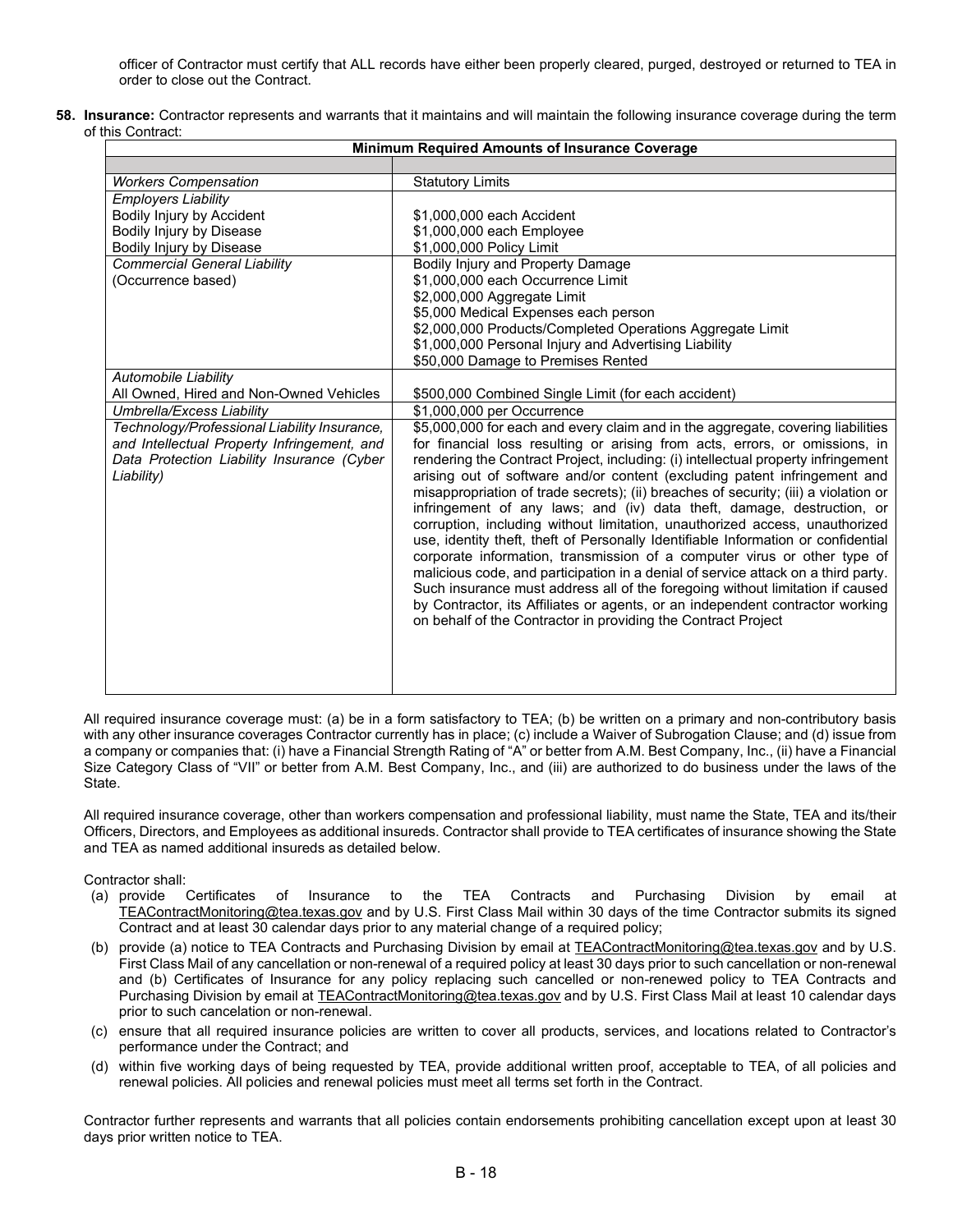officer of Contractor must certify that ALL records have either been properly cleared, purged, destroyed or returned to TEA in order to close out the Contract.

58. **Insurance:** Contractor represents and warrants that it maintains and will maintain the following insurance coverage during the term of this Contract:

| **Minimum Required Amounts of Insurance Coverage** | |
|---|---|
| | |
| *Workers Compensation* | Statutory Limits |
| *Employers Liability*<br>Bodily Injury by Accident<br>Bodily Injury by Disease<br>Bodily Injury by Disease | <br>$1,000,000 each Accident<br>$1,000,000 each Employee<br>$1,000,000 Policy Limit |
| *Commercial General Liability*<br>(Occurrence based) | Bodily Injury and Property Damage<br>$1,000,000 each Occurrence Limit<br>$2,000,000 Aggregate Limit<br>$5,000 Medical Expenses each person<br>$2,000,000 Products/Completed Operations Aggregate Limit<br>$1,000,000 Personal Injury and Advertising Liability<br>$50,000 Damage to Premises Rented |
| *Automobile Liability*<br>All Owned, Hired and Non-Owned Vehicles | <br>$500,000 Combined Single Limit (for each accident) |
| *Umbrella/Excess Liability* | $1,000,000 per Occurrence |
| *Technology/Professional Liability Insurance, and Intellectual Property Infringement, and Data Protection Liability Insurance (Cyber Liability)* | $5,000,000 for each and every claim and in the aggregate, covering liabilities for financial loss resulting or arising from acts, errors, or omissions, in rendering the Contract Project, including: (i) intellectual property infringement arising out of software and/or content (excluding patent infringement and misappropriation of trade secrets); (ii) breaches of security; (iii) a violation or infringement of any laws; and (iv) data theft, damage, destruction, or corruption, including without limitation, unauthorized access, unauthorized use, identity theft, theft of Personally Identifiable Information or confidential corporate information, transmission of a computer virus or other type of malicious code, and participation in a denial of service attack on a third party. Such insurance must address all of the foregoing without limitation if caused by Contractor, its Affiliates or agents, or an independent contractor working on behalf of the Contractor in providing the Contract Project |

All required insurance coverage must: (a) be in a form satisfactory to TEA; (b) be written on a primary and non-contributory basis with any other insurance coverages Contractor currently has in place; (c) include a Waiver of Subrogation Clause; and (d) issue from a company or companies that: (i) have a Financial Strength Rating of "A" or better from A.M. Best Company, Inc., (ii) have a Financial Size Category Class of "VII" or better from A.M. Best Company, Inc., and (iii) are authorized to do business under the laws of the State.

All required insurance coverage, other than workers compensation and professional liability, must name the State, TEA and its/their Officers, Directors, and Employees as additional insureds. Contractor shall provide to TEA certificates of insurance showing the State and TEA as named additional insureds as detailed below.

Contractor shall:

(a) provide Certificates of Insurance to the TEA Contracts and Purchasing Division by email at TEAContractMonitoring@tea.texas.gov and by U.S. First Class Mail within 30 days of the time Contractor submits its signed Contract and at least 30 calendar days prior to any material change of a required policy;

(b) provide (a) notice to TEA Contracts and Purchasing Division by email at TEAContractMonitoring@tea.texas.gov and by U.S. First Class Mail of any cancellation or non-renewal of a required policy at least 30 days prior to such cancellation or non-renewal and (b) Certificates of Insurance for any policy replacing such cancelled or non-renewed policy to TEA Contracts and Purchasing Division by email at TEAContractMonitoring@tea.texas.gov and by U.S. First Class Mail at least 10 calendar days prior to such cancelation or non-renewal.

(c) ensure that all required insurance policies are written to cover all products, services, and locations related to Contractor's performance under the Contract; and

(d) within five working days of being requested by TEA, provide additional written proof, acceptable to TEA, of all policies and renewal policies. All policies and renewal policies must meet all terms set forth in the Contract.

Contractor further represents and warrants that all policies contain endorsements prohibiting cancellation except upon at least 30 days prior written notice to TEA.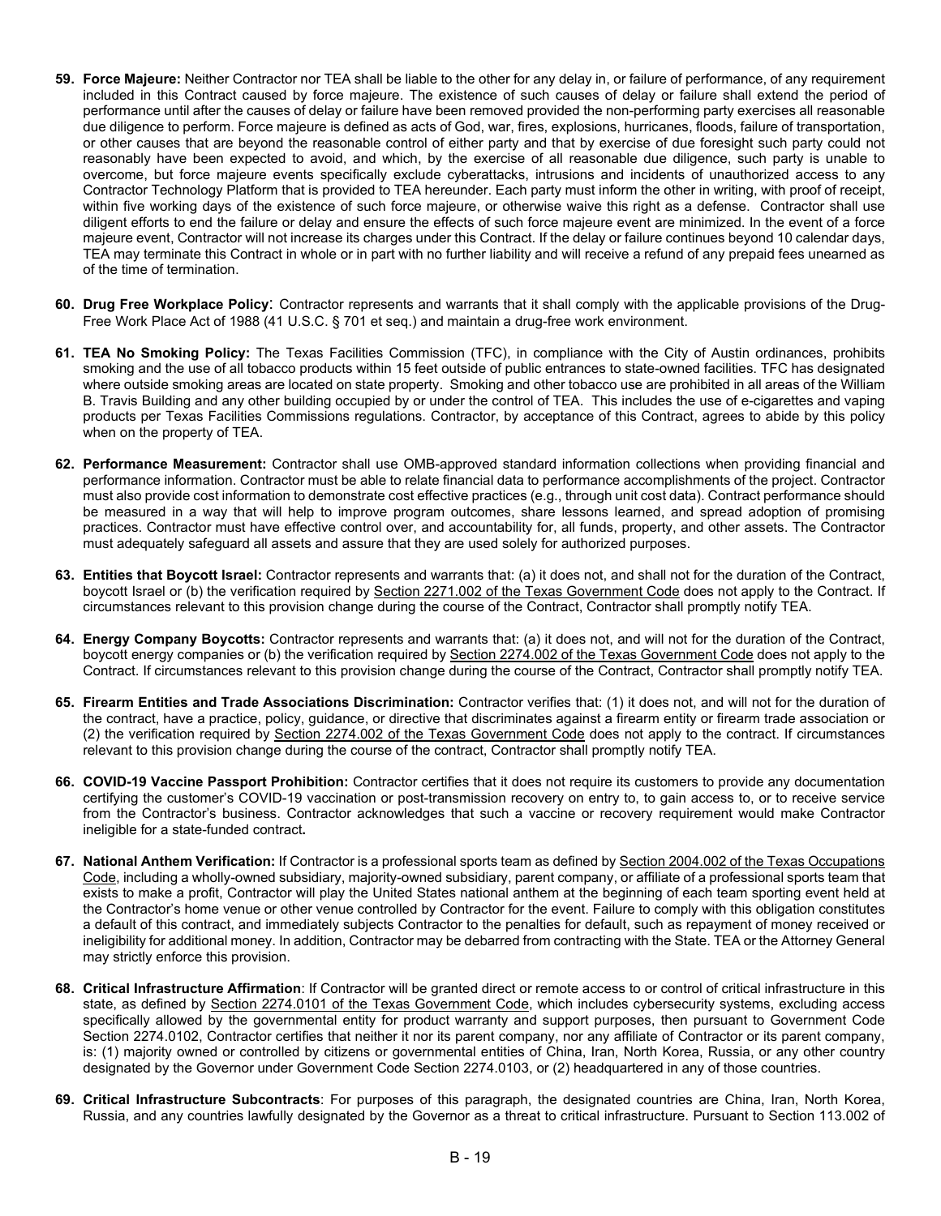59. **Force Majeure:** Neither Contractor nor TEA shall be liable to the other for any delay in, or failure of performance, of any requirement included in this Contract caused by force majeure. The existence of such causes of delay or failure shall extend the period of performance until after the causes of delay or failure have been removed provided the non-performing party exercises all reasonable due diligence to perform. Force majeure is defined as acts of God, war, fires, explosions, hurricanes, floods, failure of transportation, or other causes that are beyond the reasonable control of either party and that by exercise of due foresight such party could not reasonably have been expected to avoid, and which, by the exercise of all reasonable due diligence, such party is unable to overcome, but force majeure events specifically exclude cyberattacks, intrusions and incidents of unauthorized access to any Contractor Technology Platform that is provided to TEA hereunder. Each party must inform the other in writing, with proof of receipt, within five working days of the existence of such force majeure, or otherwise waive this right as a defense. Contractor shall use diligent efforts to end the failure or delay and ensure the effects of such force majeure event are minimized. In the event of a force majeure event, Contractor will not increase its charges under this Contract. If the delay or failure continues beyond 10 calendar days, TEA may terminate this Contract in whole or in part with no further liability and will receive a refund of any prepaid fees unearned as of the time of termination.

60. **Drug Free Workplace Policy**: Contractor represents and warrants that it shall comply with the applicable provisions of the Drug-Free Work Place Act of 1988 (41 U.S.C. § 701 et seq.) and maintain a drug-free work environment.

61. **TEA No Smoking Policy:** The Texas Facilities Commission (TFC), in compliance with the City of Austin ordinances, prohibits smoking and the use of all tobacco products within 15 feet outside of public entrances to state-owned facilities. TFC has designated where outside smoking areas are located on state property. Smoking and other tobacco use are prohibited in all areas of the William B. Travis Building and any other building occupied by or under the control of TEA. This includes the use of e-cigarettes and vaping products per Texas Facilities Commissions regulations. Contractor, by acceptance of this Contract, agrees to abide by this policy when on the property of TEA.

62. **Performance Measurement:** Contractor shall use OMB-approved standard information collections when providing financial and performance information. Contractor must be able to relate financial data to performance accomplishments of the project. Contractor must also provide cost information to demonstrate cost effective practices (e.g., through unit cost data). Contract performance should be measured in a way that will help to improve program outcomes, share lessons learned, and spread adoption of promising practices. Contractor must have effective control over, and accountability for, all funds, property, and other assets. The Contractor must adequately safeguard all assets and assure that they are used solely for authorized purposes.

63. **Entities that Boycott Israel:** Contractor represents and warrants that: (a) it does not, and shall not for the duration of the Contract, boycott Israel or (b) the verification required by Section 2271.002 of the Texas Government Code does not apply to the Contract. If circumstances relevant to this provision change during the course of the Contract, Contractor shall promptly notify TEA.

64. **Energy Company Boycotts:** Contractor represents and warrants that: (a) it does not, and will not for the duration of the Contract, boycott energy companies or (b) the verification required by Section 2274.002 of the Texas Government Code does not apply to the Contract. If circumstances relevant to this provision change during the course of the Contract, Contractor shall promptly notify TEA.

65. **Firearm Entities and Trade Associations Discrimination:** Contractor verifies that: (1) it does not, and will not for the duration of the contract, have a practice, policy, guidance, or directive that discriminates against a firearm entity or firearm trade association or (2) the verification required by Section 2274.002 of the Texas Government Code does not apply to the contract. If circumstances relevant to this provision change during the course of the contract, Contractor shall promptly notify TEA.

66. **COVID-19 Vaccine Passport Prohibition:** Contractor certifies that it does not require its customers to provide any documentation certifying the customer's COVID-19 vaccination or post-transmission recovery on entry to, to gain access to, or to receive service from the Contractor's business. Contractor acknowledges that such a vaccine or recovery requirement would make Contractor ineligible for a state-funded contract**.**

67. **National Anthem Verification:** If Contractor is a professional sports team as defined by Section 2004.002 of the Texas Occupations Code, including a wholly-owned subsidiary, majority-owned subsidiary, parent company, or affiliate of a professional sports team that exists to make a profit, Contractor will play the United States national anthem at the beginning of each team sporting event held at the Contractor's home venue or other venue controlled by Contractor for the event. Failure to comply with this obligation constitutes a default of this contract, and immediately subjects Contractor to the penalties for default, such as repayment of money received or ineligibility for additional money. In addition, Contractor may be debarred from contracting with the State. TEA or the Attorney General may strictly enforce this provision.

68. **Critical Infrastructure Affirmation**: If Contractor will be granted direct or remote access to or control of critical infrastructure in this state, as defined by Section 2274.0101 of the Texas Government Code, which includes cybersecurity systems, excluding access specifically allowed by the governmental entity for product warranty and support purposes, then pursuant to Government Code Section 2274.0102, Contractor certifies that neither it nor its parent company, nor any affiliate of Contractor or its parent company, is: (1) majority owned or controlled by citizens or governmental entities of China, Iran, North Korea, Russia, or any other country designated by the Governor under Government Code Section 2274.0103, or (2) headquartered in any of those countries.

69. **Critical Infrastructure Subcontracts**: For purposes of this paragraph, the designated countries are China, Iran, North Korea, Russia, and any countries lawfully designated by the Governor as a threat to critical infrastructure. Pursuant to Section 113.002 of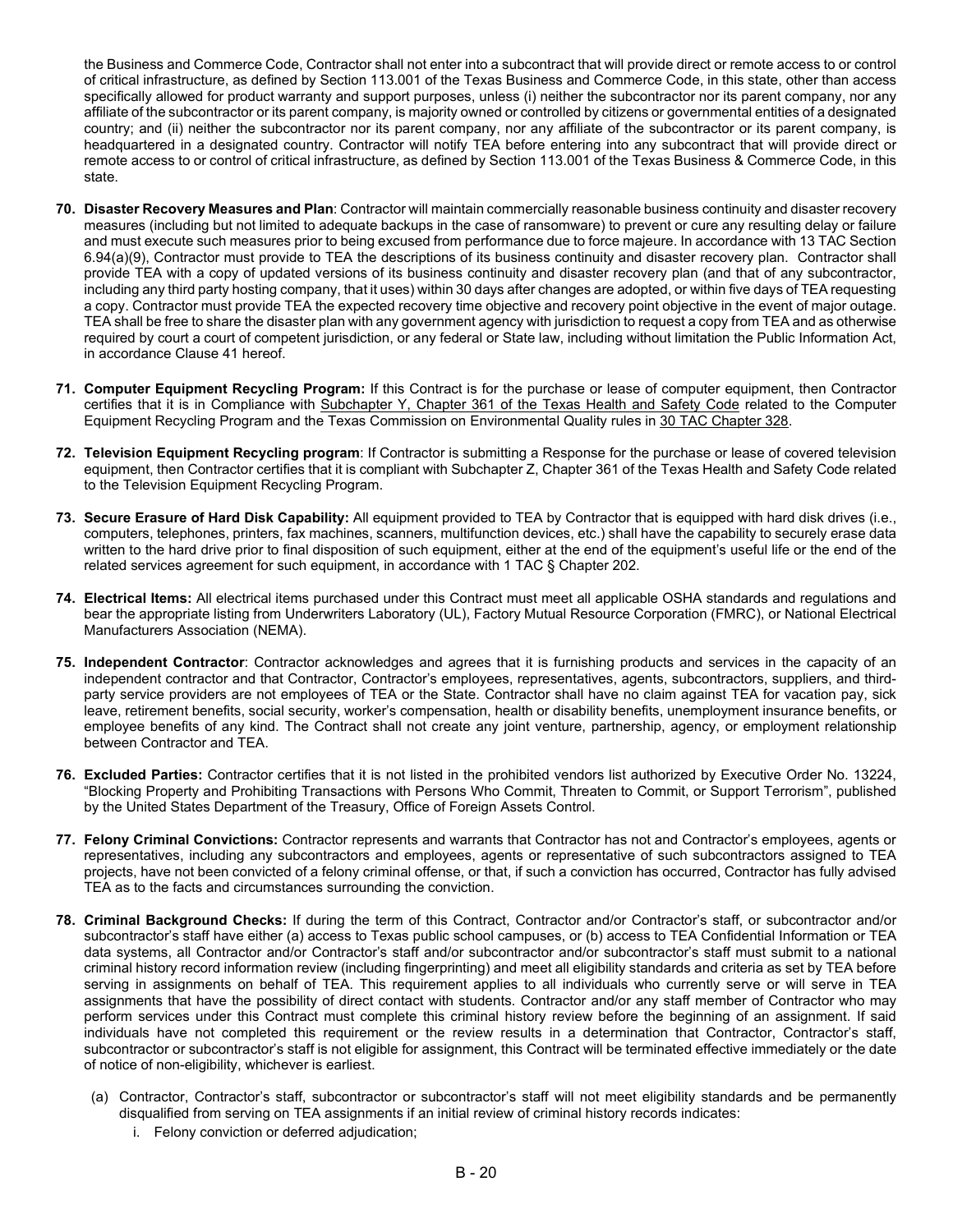the Business and Commerce Code, Contractor shall not enter into a subcontract that will provide direct or remote access to or control of critical infrastructure, as defined by Section 113.001 of the Texas Business and Commerce Code, in this state, other than access specifically allowed for product warranty and support purposes, unless (i) neither the subcontractor nor its parent company, nor any affiliate of the subcontractor or its parent company, is majority owned or controlled by citizens or governmental entities of a designated country; and (ii) neither the subcontractor nor its parent company, nor any affiliate of the subcontractor or its parent company, is headquartered in a designated country. Contractor will notify TEA before entering into any subcontract that will provide direct or remote access to or control of critical infrastructure, as defined by Section 113.001 of the Texas Business & Commerce Code, in this state.

70. **Disaster Recovery Measures and Plan**: Contractor will maintain commercially reasonable business continuity and disaster recovery measures (including but not limited to adequate backups in the case of ransomware) to prevent or cure any resulting delay or failure and must execute such measures prior to being excused from performance due to force majeure. In accordance with 13 TAC Section 6.94(a)(9), Contractor must provide to TEA the descriptions of its business continuity and disaster recovery plan. Contractor shall provide TEA with a copy of updated versions of its business continuity and disaster recovery plan (and that of any subcontractor, including any third party hosting company, that it uses) within 30 days after changes are adopted, or within five days of TEA requesting a copy. Contractor must provide TEA the expected recovery time objective and recovery point objective in the event of major outage. TEA shall be free to share the disaster plan with any government agency with jurisdiction to request a copy from TEA and as otherwise required by court a court of competent jurisdiction, or any federal or State law, including without limitation the Public Information Act, in accordance Clause 41 hereof.

71. **Computer Equipment Recycling Program:** If this Contract is for the purchase or lease of computer equipment, then Contractor certifies that it is in Compliance with Subchapter Y, Chapter 361 of the Texas Health and Safety Code related to the Computer Equipment Recycling Program and the Texas Commission on Environmental Quality rules in 30 TAC Chapter 328.

72. **Television Equipment Recycling program**: If Contractor is submitting a Response for the purchase or lease of covered television equipment, then Contractor certifies that it is compliant with Subchapter Z, Chapter 361 of the Texas Health and Safety Code related to the Television Equipment Recycling Program.

73. **Secure Erasure of Hard Disk Capability:** All equipment provided to TEA by Contractor that is equipped with hard disk drives (i.e., computers, telephones, printers, fax machines, scanners, multifunction devices, etc.) shall have the capability to securely erase data written to the hard drive prior to final disposition of such equipment, either at the end of the equipment's useful life or the end of the related services agreement for such equipment, in accordance with 1 TAC § Chapter 202.

74. **Electrical Items:** All electrical items purchased under this Contract must meet all applicable OSHA standards and regulations and bear the appropriate listing from Underwriters Laboratory (UL), Factory Mutual Resource Corporation (FMRC), or National Electrical Manufacturers Association (NEMA).

75. **Independent Contractor**: Contractor acknowledges and agrees that it is furnishing products and services in the capacity of an independent contractor and that Contractor, Contractor's employees, representatives, agents, subcontractors, suppliers, and third-party service providers are not employees of TEA or the State. Contractor shall have no claim against TEA for vacation pay, sick leave, retirement benefits, social security, worker's compensation, health or disability benefits, unemployment insurance benefits, or employee benefits of any kind. The Contract shall not create any joint venture, partnership, agency, or employment relationship between Contractor and TEA.

76. **Excluded Parties:** Contractor certifies that it is not listed in the prohibited vendors list authorized by Executive Order No. 13224, "Blocking Property and Prohibiting Transactions with Persons Who Commit, Threaten to Commit, or Support Terrorism", published by the United States Department of the Treasury, Office of Foreign Assets Control.

77. **Felony Criminal Convictions:** Contractor represents and warrants that Contractor has not and Contractor's employees, agents or representatives, including any subcontractors and employees, agents or representative of such subcontractors assigned to TEA projects, have not been convicted of a felony criminal offense, or that, if such a conviction has occurred, Contractor has fully advised TEA as to the facts and circumstances surrounding the conviction.

78. **Criminal Background Checks:** If during the term of this Contract, Contractor and/or Contractor's staff, or subcontractor and/or subcontractor's staff have either (a) access to Texas public school campuses, or (b) access to TEA Confidential Information or TEA data systems, all Contractor and/or Contractor's staff and/or subcontractor and/or subcontractor's staff must submit to a national criminal history record information review (including fingerprinting) and meet all eligibility standards and criteria as set by TEA before serving in assignments on behalf of TEA. This requirement applies to all individuals who currently serve or will serve in TEA assignments that have the possibility of direct contact with students. Contractor and/or any staff member of Contractor who may perform services under this Contract must complete this criminal history review before the beginning of an assignment. If said individuals have not completed this requirement or the review results in a determination that Contractor, Contractor's staff, subcontractor or subcontractor's staff is not eligible for assignment, this Contract will be terminated effective immediately or the date of notice of non-eligibility, whichever is earliest.

    (a) Contractor, Contractor's staff, subcontractor or subcontractor's staff will not meet eligibility standards and be permanently disqualified from serving on TEA assignments if an initial review of criminal history records indicates:

    i. Felony conviction or deferred adjudication;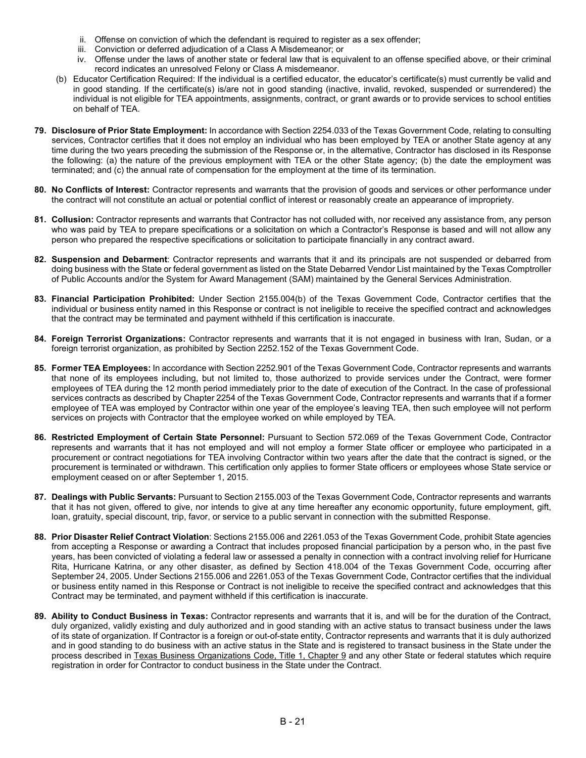ii. Offense on conviction of which the defendant is required to register as a sex offender;
   iii. Conviction or deferred adjudication of a Class A Misdemeanor; or
   iv. Offense under the laws of another state or federal law that is equivalent to an offense specified above, or their criminal record indicates an unresolved Felony or Class A misdemeanor.

(b) Educator Certification Required: If the individual is a certified educator, the educator's certificate(s) must currently be valid and in good standing. If the certificate(s) is/are not in good standing (inactive, invalid, revoked, suspended or surrendered) the individual is not eligible for TEA appointments, assignments, contract, or grant awards or to provide services to school entities on behalf of TEA.

**79. Disclosure of Prior State Employment:** In accordance with Section 2254.033 of the Texas Government Code, relating to consulting services, Contractor certifies that it does not employ an individual who has been employed by TEA or another State agency at any time during the two years preceding the submission of the Response or, in the alternative, Contractor has disclosed in its Response the following: (a) the nature of the previous employment with TEA or the other State agency; (b) the date the employment was terminated; and (c) the annual rate of compensation for the employment at the time of its termination.

**80. No Conflicts of Interest:** Contractor represents and warrants that the provision of goods and services or other performance under the contract will not constitute an actual or potential conflict of interest or reasonably create an appearance of impropriety.

**81. Collusion:** Contractor represents and warrants that Contractor has not colluded with, nor received any assistance from, any person who was paid by TEA to prepare specifications or a solicitation on which a Contractor's Response is based and will not allow any person who prepared the respective specifications or solicitation to participate financially in any contract award.

**82. Suspension and Debarment**: Contractor represents and warrants that it and its principals are not suspended or debarred from doing business with the State or federal government as listed on the State Debarred Vendor List maintained by the Texas Comptroller of Public Accounts and/or the System for Award Management (SAM) maintained by the General Services Administration.

**83. Financial Participation Prohibited:** Under Section 2155.004(b) of the Texas Government Code, Contractor certifies that the individual or business entity named in this Response or contract is not ineligible to receive the specified contract and acknowledges that the contract may be terminated and payment withheld if this certification is inaccurate.

**84. Foreign Terrorist Organizations:** Contractor represents and warrants that it is not engaged in business with Iran, Sudan, or a foreign terrorist organization, as prohibited by Section 2252.152 of the Texas Government Code.

**85. Former TEA Employees:** In accordance with Section 2252.901 of the Texas Government Code, Contractor represents and warrants that none of its employees including, but not limited to, those authorized to provide services under the Contract, were former employees of TEA during the 12 month period immediately prior to the date of execution of the Contract. In the case of professional services contracts as described by Chapter 2254 of the Texas Government Code, Contractor represents and warrants that if a former employee of TEA was employed by Contractor within one year of the employee's leaving TEA, then such employee will not perform services on projects with Contractor that the employee worked on while employed by TEA.

**86. Restricted Employment of Certain State Personnel:** Pursuant to Section 572.069 of the Texas Government Code, Contractor represents and warrants that it has not employed and will not employ a former State officer or employee who participated in a procurement or contract negotiations for TEA involving Contractor within two years after the date that the contract is signed, or the procurement is terminated or withdrawn. This certification only applies to former State officers or employees whose State service or employment ceased on or after September 1, 2015.

**87. Dealings with Public Servants:** Pursuant to Section 2155.003 of the Texas Government Code, Contractor represents and warrants that it has not given, offered to give, nor intends to give at any time hereafter any economic opportunity, future employment, gift, loan, gratuity, special discount, trip, favor, or service to a public servant in connection with the submitted Response.

**88. Prior Disaster Relief Contract Violation**: Sections 2155.006 and 2261.053 of the Texas Government Code, prohibit State agencies from accepting a Response or awarding a Contract that includes proposed financial participation by a person who, in the past five years, has been convicted of violating a federal law or assessed a penalty in connection with a contract involving relief for Hurricane Rita, Hurricane Katrina, or any other disaster, as defined by Section 418.004 of the Texas Government Code, occurring after September 24, 2005. Under Sections 2155.006 and 2261.053 of the Texas Government Code, Contractor certifies that the individual or business entity named in this Response or Contract is not ineligible to receive the specified contract and acknowledges that this Contract may be terminated, and payment withheld if this certification is inaccurate.

**89. Ability to Conduct Business in Texas:** Contractor represents and warrants that it is, and will be for the duration of the Contract, duly organized, validly existing and duly authorized and in good standing with an active status to transact business under the laws of its state of organization. If Contractor is a foreign or out-of-state entity, Contractor represents and warrants that it is duly authorized and in good standing to do business with an active status in the State and is registered to transact business in the State under the process described in Texas Business Organizations Code, Title 1, Chapter 9 and any other State or federal statutes which require registration in order for Contractor to conduct business in the State under the Contract.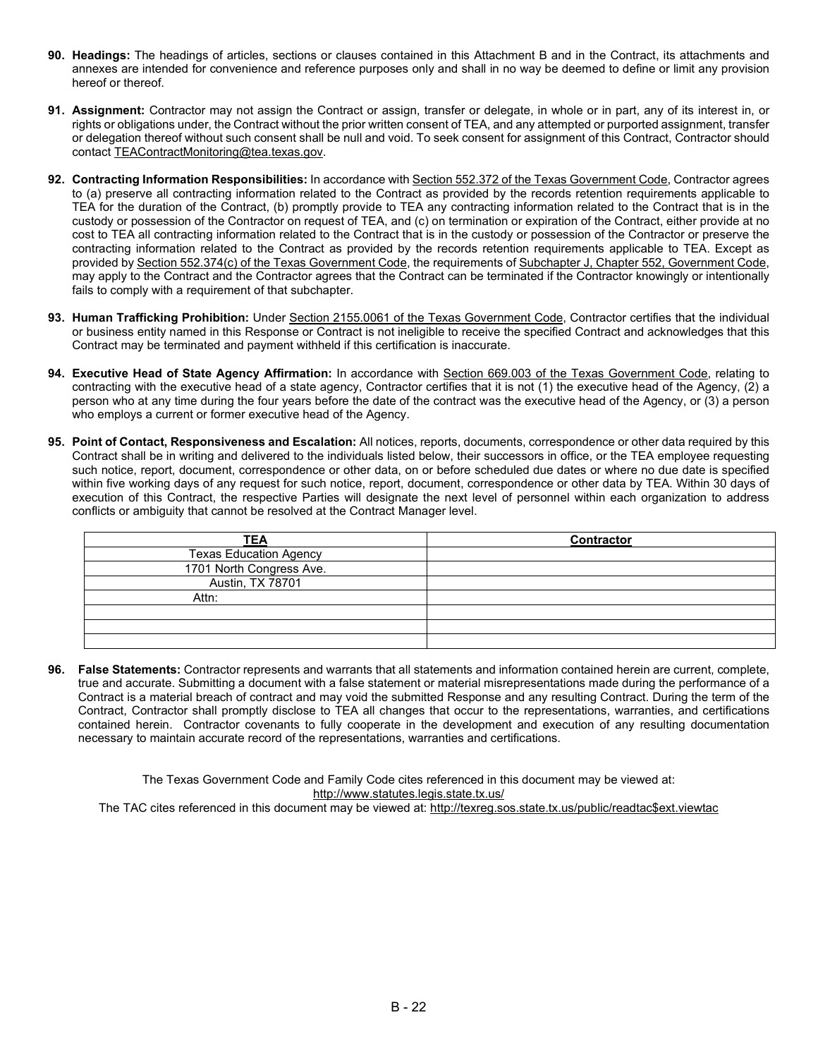90. **Headings:** The headings of articles, sections or clauses contained in this Attachment B and in the Contract, its attachments and annexes are intended for convenience and reference purposes only and shall in no way be deemed to define or limit any provision hereof or thereof.

91. **Assignment:** Contractor may not assign the Contract or assign, transfer or delegate, in whole or in part, any of its interest in, or rights or obligations under, the Contract without the prior written consent of TEA, and any attempted or purported assignment, transfer or delegation thereof without such consent shall be null and void. To seek consent for assignment of this Contract, Contractor should contact TEAContractMonitoring@tea.texas.gov.

92. **Contracting Information Responsibilities:** In accordance with Section 552.372 of the Texas Government Code, Contractor agrees to (a) preserve all contracting information related to the Contract as provided by the records retention requirements applicable to TEA for the duration of the Contract, (b) promptly provide to TEA any contracting information related to the Contract that is in the custody or possession of the Contractor on request of TEA, and (c) on termination or expiration of the Contract, either provide at no cost to TEA all contracting information related to the Contract that is in the custody or possession of the Contractor or preserve the contracting information related to the Contract as provided by the records retention requirements applicable to TEA. Except as provided by Section 552.374(c) of the Texas Government Code, the requirements of Subchapter J, Chapter 552, Government Code, may apply to the Contract and the Contractor agrees that the Contract can be terminated if the Contractor knowingly or intentionally fails to comply with a requirement of that subchapter.

93. **Human Trafficking Prohibition:** Under Section 2155.0061 of the Texas Government Code, Contractor certifies that the individual or business entity named in this Response or Contract is not ineligible to receive the specified Contract and acknowledges that this Contract may be terminated and payment withheld if this certification is inaccurate.

94. **Executive Head of State Agency Affirmation:** In accordance with Section 669.003 of the Texas Government Code, relating to contracting with the executive head of a state agency, Contractor certifies that it is not (1) the executive head of the Agency, (2) a person who at any time during the four years before the date of the contract was the executive head of the Agency, or (3) a person who employs a current or former executive head of the Agency.

95. **Point of Contact, Responsiveness and Escalation:** All notices, reports, documents, correspondence or other data required by this Contract shall be in writing and delivered to the individuals listed below, their successors in office, or the TEA employee requesting such notice, report, document, correspondence or other data, on or before scheduled due dates or where no due date is specified within five working days of any request for such notice, report, document, correspondence or other data by TEA. Within 30 days of execution of this Contract, the respective Parties will designate the next level of personnel within each organization to address conflicts or ambiguity that cannot be resolved at the Contract Manager level.

| TEA | Contractor |
|---|---|
| Texas Education Agency | |
| 1701 North Congress Ave. | |
| Austin, TX 78701 | |
| Attn: | |
| | |
| | |
| | |

96. **False Statements:** Contractor represents and warrants that all statements and information contained herein are current, complete, true and accurate. Submitting a document with a false statement or material misrepresentations made during the performance of a Contract is a material breach of contract and may void the submitted Response and any resulting Contract. During the term of the Contract, Contractor shall promptly disclose to TEA all changes that occur to the representations, warranties, and certifications contained herein. Contractor covenants to fully cooperate in the development and execution of any resulting documentation necessary to maintain accurate record of the representations, warranties and certifications.

The Texas Government Code and Family Code cites referenced in this document may be viewed at: http://www.statutes.legis.state.tx.us/
The TAC cites referenced in this document may be viewed at: http://texreg.sos.state.tx.us/public/readtac$ext.viewtac